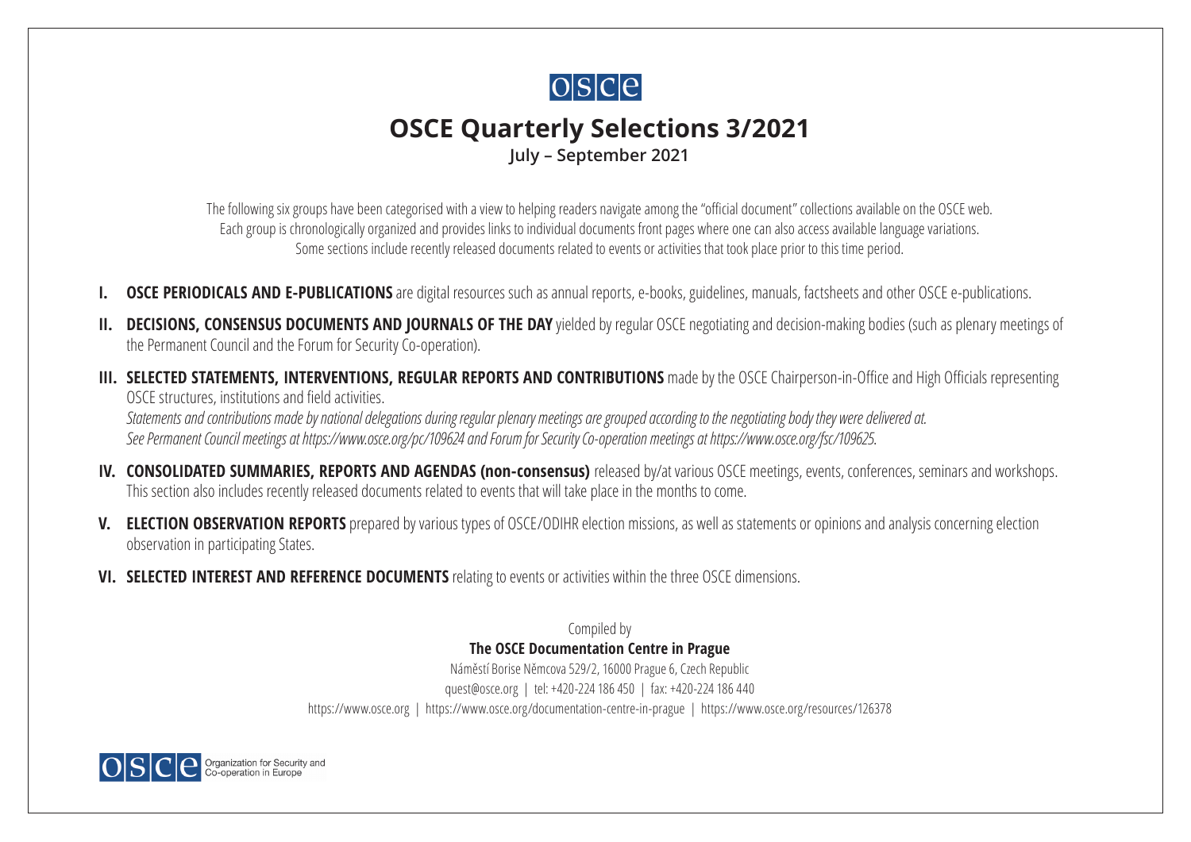# OSCE Quarterly Selections 3/2021

**July – September 2021**

The following six groups have been categorised with a view to helping readers navigate among the "official document" collections available on the OSCE web. Each group is chronologically organized and provides links to individual documents front pages where one can also access available language variations. Some sections include recently released documents related to events or activities that took place prior to this time period.

**I. OSCE PERIODICALS AND E-PUBLICATIONS** are digital resources such as annual reports, e-books, guidelines, manuals, factsheets and other OSCE e-publications.

**II. DECISIONS, CONSENSUS DOCUMENTS AND JOURNALS OF THE DAY** yielded by regular OSCE negotiating and decision-making bodies (such as plenary meetings of the Permanent Council and the Forum for Security Co-operation).

**III. SELECTED STATEMENTS, INTERVENTIONS, REGULAR REPORTS AND CONTRIBUTIONS** made by the OSCE Chairperson-in-Office and High Officials representing OSCE structures, institutions and field activities.
*Statements and contributions made by national delegations during regular plenary meetings are grouped according to the negotiating body they were delivered at. See Permanent Council meetings at https://www.osce.org/pc/109624 and Forum for Security Co-operation meetings at https://www.osce.org/fsc/109625.*

**IV. CONSOLIDATED SUMMARIES, REPORTS AND AGENDAS (non-consensus)** released by/at various OSCE meetings, events, conferences, seminars and workshops. This section also includes recently released documents related to events that will take place in the months to come.

**V. ELECTION OBSERVATION REPORTS** prepared by various types of OSCE/ODIHR election missions, as well as statements or opinions and analysis concerning election observation in participating States.

**VI. SELECTED INTEREST AND REFERENCE DOCUMENTS** relating to events or activities within the three OSCE dimensions.

Compiled by

**The OSCE Documentation Centre in Prague**

Náměstí Borise Němcova 529/2, 16000 Prague 6, Czech Republic

quest@osce.org | tel: +420-224 186 450 | fax: +420-224 186 440

https://www.osce.org | https://www.osce.org/documentation-centre-in-prague | https://www.osce.org/resources/126378

Organization for Security and Co-operation in Europe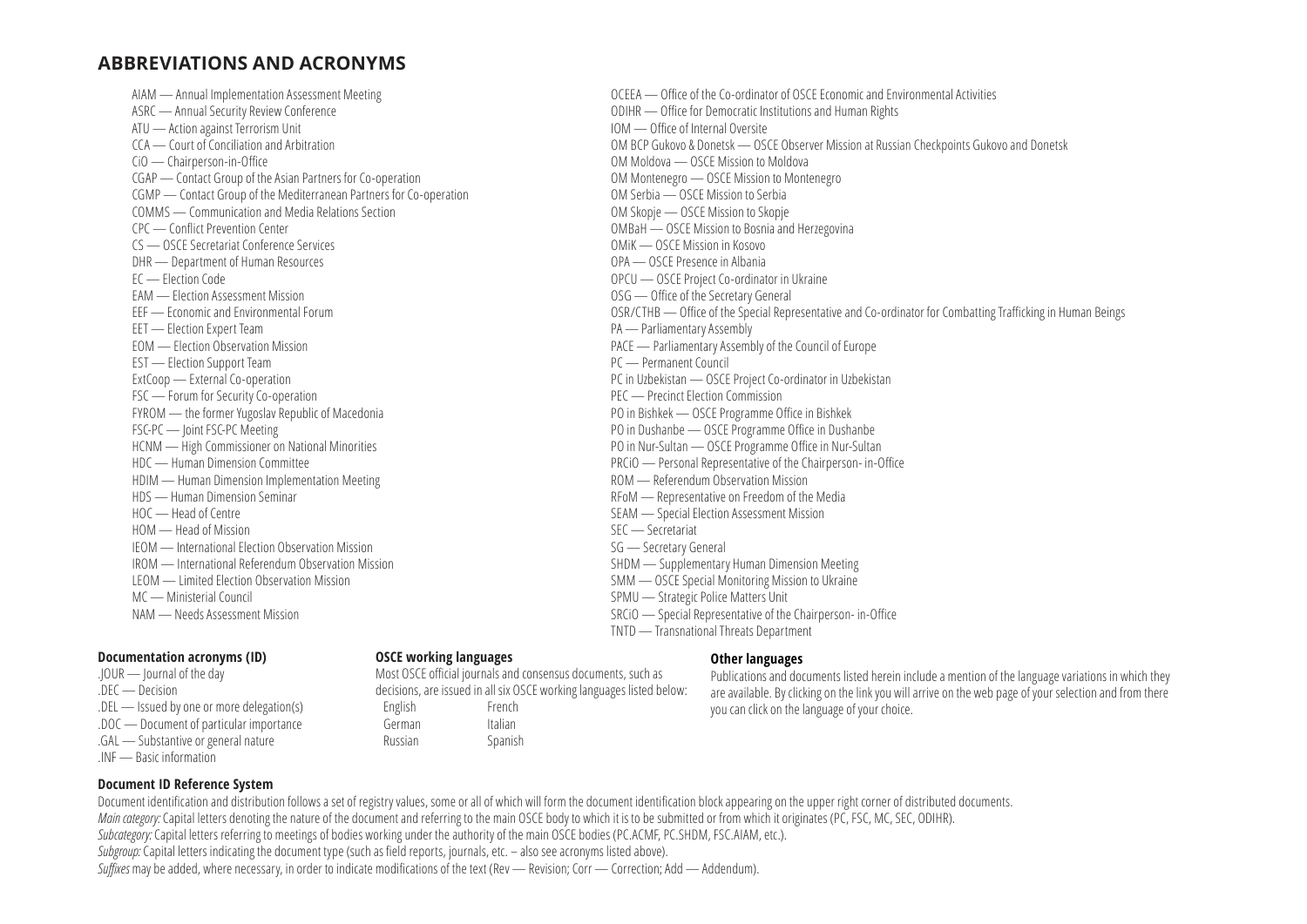## ABBREVIATIONS AND ACRONYMS

AIAM — Annual Implementation Assessment Meeting
ASRC — Annual Security Review Conference
ATU — Action against Terrorism Unit
CCA — Court of Conciliation and Arbitration
CiO — Chairperson-in-Office
CGAP — Contact Group of the Asian Partners for Co-operation
CGMP — Contact Group of the Mediterranean Partners for Co-operation
COMMS — Communication and Media Relations Section
CPC — Conflict Prevention Center
CS — OSCE Secretariat Conference Services
DHR — Department of Human Resources
EC — Election Code
EAM — Election Assessment Mission
EEF — Economic and Environmental Forum
EET — Election Expert Team
EOM — Election Observation Mission
EST — Election Support Team
ExtCoop — External Co-operation
FSC — Forum for Security Co-operation
FYROM — the former Yugoslav Republic of Macedonia
FSC-PC — Joint FSC-PC Meeting
HCNM — High Commissioner on National Minorities
HDC — Human Dimension Committee
HDIM — Human Dimension Implementation Meeting
HDS — Human Dimension Seminar
HOC — Head of Centre
HOM — Head of Mission
IEOM — International Election Observation Mission
IROM — International Referendum Observation Mission
LEOM — Limited Election Observation Mission
MC — Ministerial Council
NAM — Needs Assessment Mission
OCEEA — Office of the Co-ordinator of OSCE Economic and Environmental Activities
ODIHR — Office for Democratic Institutions and Human Rights
IOM — Office of Internal Oversite
OM BCP Gukovo & Donetsk — OSCE Observer Mission at Russian Checkpoints Gukovo and Donetsk
OM Moldova — OSCE Mission to Moldova
OM Montenegro — OSCE Mission to Montenegro
OM Serbia — OSCE Mission to Serbia
OM Skopje — OSCE Mission to Skopje
OMBaH — OSCE Mission to Bosnia and Herzegovina
OMiK — OSCE Mission in Kosovo
OPA — OSCE Presence in Albania
OPCU — OSCE Project Co-ordinator in Ukraine
OSG — Office of the Secretary General
OSR/CTHB — Office of the Special Representative and Co-ordinator for Combatting Trafficking in Human Beings
PA — Parliamentary Assembly
PACE — Parliamentary Assembly of the Council of Europe
PC — Permanent Council
PC in Uzbekistan — OSCE Project Co-ordinator in Uzbekistan
PEC — Precinct Election Commission
PO in Bishkek — OSCE Programme Office in Bishkek
PO in Dushanbe — OSCE Programme Office in Dushanbe
PO in Nur-Sultan — OSCE Programme Office in Nur-Sultan
PRCiO — Personal Representative of the Chairperson- in-Office
ROM — Referendum Observation Mission
RFoM — Representative on Freedom of the Media
SEAM — Special Election Assessment Mission
SEC — Secretariat
SG — Secretary General
SHDM — Supplementary Human Dimension Meeting
SMM — OSCE Special Monitoring Mission to Ukraine
SPMU — Strategic Police Matters Unit
SRCiO — Special Representative of the Chairperson- in-Office
TNTD — Transnational Threats Department

### Documentation acronyms (ID)

.JOUR — Journal of the day
.DEC — Decision
.DEL — Issued by one or more delegation(s)
.DOC — Document of particular importance
.GAL — Substantive or general nature
.INF — Basic information

### OSCE working languages

Most OSCE official journals and consensus documents, such as decisions, are issued in all six OSCE working languages listed below:

| | |
|---|---|
| English | French |
| German | Italian |
| Russian | Spanish |

### Other languages

Publications and documents listed herein include a mention of the language variations in which they are available. By clicking on the link you will arrive on the web page of your selection and from there you can click on the language of your choice.

### Document ID Reference System

Document identification and distribution follows a set of registry values, some or all of which will form the document identification block appearing on the upper right corner of distributed documents.
*Main category:* Capital letters denoting the nature of the document and referring to the main OSCE body to which it is to be submitted or from which it originates (PC, FSC, MC, SEC, ODIHR).
*Subcategory:* Capital letters referring to meetings of bodies working under the authority of the main OSCE bodies (PC.ACMF, PC.SHDM, FSC.AIAM, etc.).
*Subgroup:* Capital letters indicating the document type (such as field reports, journals, etc. – also see acronyms listed above).
*Suffixes* may be added, where necessary, in order to indicate modifications of the text (Rev — Revision; Corr — Correction; Add — Addendum).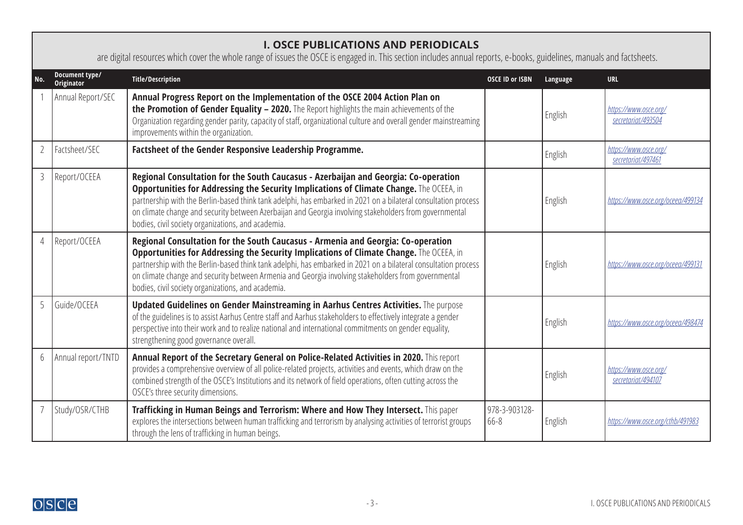## I. OSCE PUBLICATIONS AND PERIODICALS

are digital resources which cover the whole range of issues the OSCE is engaged in. This section includes annual reports, e-books, guidelines, manuals and factsheets.

| No. | Document type/ Originator | Title/Description | OSCE ID or ISBN | Language | URL |
|---|---|---|---|---|---|
| 1 | Annual Report/SEC | **Annual Progress Report on the Implementation of the OSCE 2004 Action Plan on the Promotion of Gender Equality – 2020.** The Report highlights the main achievements of the Organization regarding gender parity, capacity of staff, organizational culture and overall gender mainstreaming improvements within the organization. | | English | *https://www.osce.org/secretariat/493504* |
| 2 | Factsheet/SEC | **Factsheet of the Gender Responsive Leadership Programme.** | | English | *https://www.osce.org/secretariat/497461* |
| 3 | Report/OCEEA | **Regional Consultation for the South Caucasus - Azerbaijan and Georgia: Co-operation Opportunities for Addressing the Security Implications of Climate Change.** The OCEEA, in partnership with the Berlin-based think tank adelphi, has embarked in 2021 on a bilateral consultation process on climate change and security between Azerbaijan and Georgia involving stakeholders from governmental bodies, civil society organizations, and academia. | | English | *https://www.osce.org/oceea/499134* |
| 4 | Report/OCEEA | **Regional Consultation for the South Caucasus - Armenia and Georgia: Co-operation Opportunities for Addressing the Security Implications of Climate Change.** The OCEEA, in partnership with the Berlin-based think tank adelphi, has embarked in 2021 on a bilateral consultation process on climate change and security between Armenia and Georgia involving stakeholders from governmental bodies, civil society organizations, and academia. | | English | *https://www.osce.org/oceea/499131* |
| 5 | Guide/OCEEA | **Updated Guidelines on Gender Mainstreaming in Aarhus Centres Activities.** The purpose of the guidelines is to assist Aarhus Centre staff and Aarhus stakeholders to effectively integrate a gender perspective into their work and to realize national and international commitments on gender equality, strengthening good governance overall. | | English | *https://www.osce.org/oceea/498474* |
| 6 | Annual report/TNTD | **Annual Report of the Secretary General on Police-Related Activities in 2020.** This report provides a comprehensive overview of all police-related projects, activities and events, which draw on the combined strength of the OSCE's Institutions and its network of field operations, often cutting across the OSCE's three security dimensions. | | English | *https://www.osce.org/secretariat/494107* |
| 7 | Study/OSR/CTHB | **Trafficking in Human Beings and Terrorism: Where and How They Intersect.** This paper explores the intersections between human trafficking and terrorism by analysing activities of terrorist groups through the lens of trafficking in human beings. | 978-3-903128-66-8 | English | *https://www.osce.org/cthb/491983* |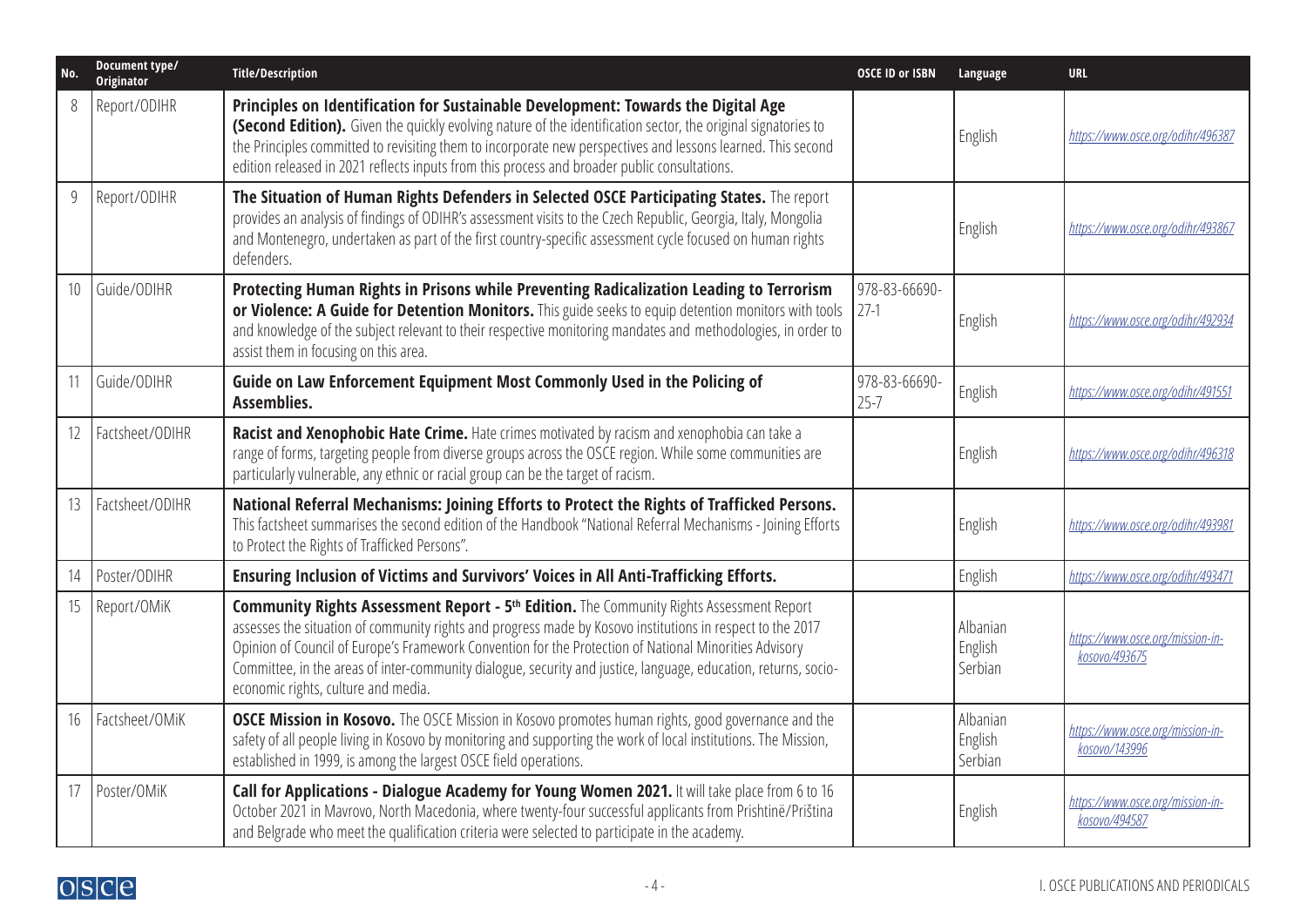| No. | Document type/ Originator | Title/Description | OSCE ID or ISBN | Language | URL |
|---|---|---|---|---|---|
| 8 | Report/ODIHR | **Principles on Identification for Sustainable Development: Towards the Digital Age (Second Edition).** Given the quickly evolving nature of the identification sector, the original signatories to the Principles committed to revisiting them to incorporate new perspectives and lessons learned. This second edition released in 2021 reflects inputs from this process and broader public consultations. | | English | *https://www.osce.org/odihr/496387* |
| 9 | Report/ODIHR | **The Situation of Human Rights Defenders in Selected OSCE Participating States.** The report provides an analysis of findings of ODIHR's assessment visits to the Czech Republic, Georgia, Italy, Mongolia and Montenegro, undertaken as part of the first country-specific assessment cycle focused on human rights defenders. | | English | *https://www.osce.org/odihr/493867* |
| 10 | Guide/ODIHR | **Protecting Human Rights in Prisons while Preventing Radicalization Leading to Terrorism or Violence: A Guide for Detention Monitors.** This guide seeks to equip detention monitors with tools and knowledge of the subject relevant to their respective monitoring mandates and methodologies, in order to assist them in focusing on this area. | 978-83-66690-27-1 | English | *https://www.osce.org/odihr/492934* |
| 11 | Guide/ODIHR | **Guide on Law Enforcement Equipment Most Commonly Used in the Policing of Assemblies.** | 978-83-66690-25-7 | English | *https://www.osce.org/odihr/491551* |
| 12 | Factsheet/ODIHR | **Racist and Xenophobic Hate Crime.** Hate crimes motivated by racism and xenophobia can take a range of forms, targeting people from diverse groups across the OSCE region. While some communities are particularly vulnerable, any ethnic or racial group can be the target of racism. | | English | *https://www.osce.org/odihr/496318* |
| 13 | Factsheet/ODIHR | **National Referral Mechanisms: Joining Efforts to Protect the Rights of Trafficked Persons.** This factsheet summarises the second edition of the Handbook "National Referral Mechanisms - Joining Efforts to Protect the Rights of Trafficked Persons". | | English | *https://www.osce.org/odihr/493981* |
| 14 | Poster/ODIHR | **Ensuring Inclusion of Victims and Survivors' Voices in All Anti-Trafficking Efforts.** | | English | *https://www.osce.org/odihr/493471* |
| 15 | Report/OMiK | **Community Rights Assessment Report - 5th Edition.** The Community Rights Assessment Report assesses the situation of community rights and progress made by Kosovo institutions in respect to the 2017 Opinion of Council of Europe's Framework Convention for the Protection of National Minorities Advisory Committee, in the areas of inter-community dialogue, security and justice, language, education, returns, socio-economic rights, culture and media. | | Albanian English Serbian | *https://www.osce.org/mission-in-kosovo/493675* |
| 16 | Factsheet/OMiK | **OSCE Mission in Kosovo.** The OSCE Mission in Kosovo promotes human rights, good governance and the safety of all people living in Kosovo by monitoring and supporting the work of local institutions. The Mission, established in 1999, is among the largest OSCE field operations. | | Albanian English Serbian | *https://www.osce.org/mission-in-kosovo/143996* |
| 17 | Poster/OMiK | **Call for Applications - Dialogue Academy for Young Women 2021.** It will take place from 6 to 16 October 2021 in Mavrovo, North Macedonia, where twenty-four successful applicants from Prishtinë/Priština and Belgrade who meet the qualification criteria were selected to participate in the academy. | | English | *https://www.osce.org/mission-in-kosovo/494587* |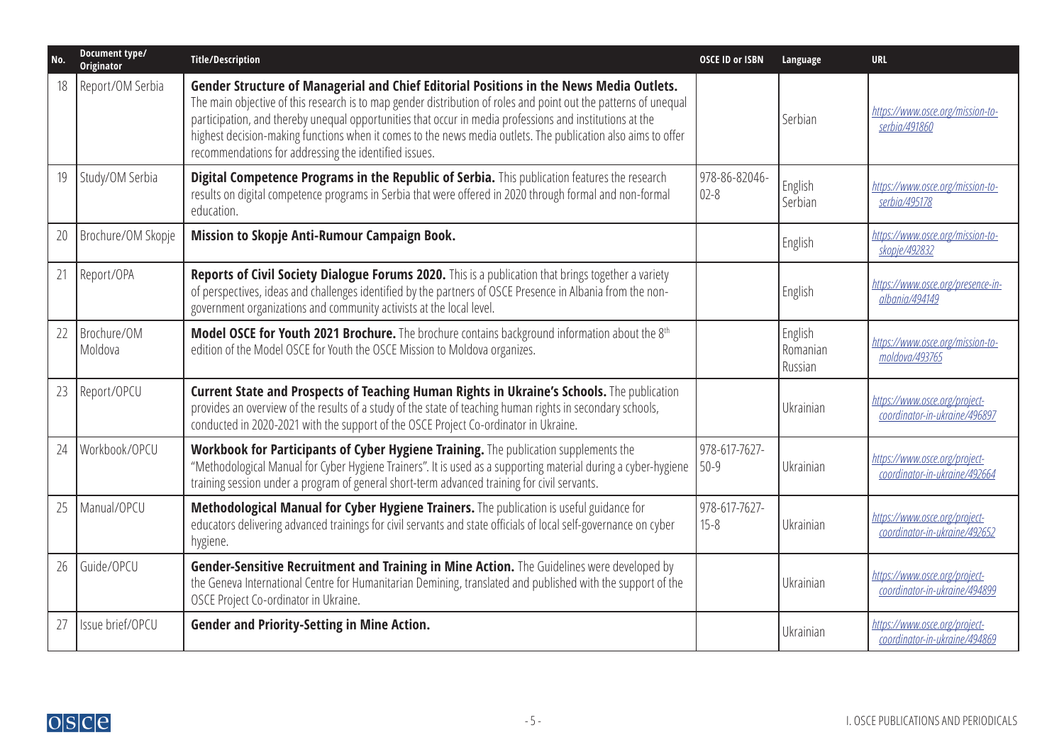| No. | Document type/ Originator | Title/Description | OSCE ID or ISBN | Language | URL |
|---|---|---|---|---|---|
| 18 | Report/OM Serbia | **Gender Structure of Managerial and Chief Editorial Positions in the News Media Outlets.** The main objective of this research is to map gender distribution of roles and point out the patterns of unequal participation, and thereby unequal opportunities that occur in media professions and institutions at the highest decision-making functions when it comes to the news media outlets. The publication also aims to offer recommendations for addressing the identified issues. | | Serbian | *https://www.osce.org/mission-to-serbia/491860* |
| 19 | Study/OM Serbia | **Digital Competence Programs in the Republic of Serbia.** This publication features the research results on digital competence programs in Serbia that were offered in 2020 through formal and non-formal education. | 978-86-82046-02-8 | English Serbian | *https://www.osce.org/mission-to-serbia/495178* |
| 20 | Brochure/OM Skopje | **Mission to Skopje Anti-Rumour Campaign Book.** | | English | *https://www.osce.org/mission-to-skopje/492832* |
| 21 | Report/OPA | **Reports of Civil Society Dialogue Forums 2020.** This is a publication that brings together a variety of perspectives, ideas and challenges identified by the partners of OSCE Presence in Albania from the non-government organizations and community activists at the local level. | | English | *https://www.osce.org/presence-in-albania/494149* |
| 22 | Brochure/OM Moldova | **Model OSCE for Youth 2021 Brochure.** The brochure contains background information about the 8th edition of the Model OSCE for Youth the OSCE Mission to Moldova organizes. | | English Romanian Russian | *https://www.osce.org/mission-to-moldova/493765* |
| 23 | Report/OPCU | **Current State and Prospects of Teaching Human Rights in Ukraine's Schools.** The publication provides an overview of the results of a study of the state of teaching human rights in secondary schools, conducted in 2020-2021 with the support of the OSCE Project Co-ordinator in Ukraine. | | Ukrainian | *https://www.osce.org/project-coordinator-in-ukraine/496897* |
| 24 | Workbook/OPCU | **Workbook for Participants of Cyber Hygiene Training.** The publication supplements the "Methodological Manual for Cyber Hygiene Trainers". It is used as a supporting material during a cyber-hygiene training session under a program of general short-term advanced training for civil servants. | 978-617-7627-50-9 | Ukrainian | *https://www.osce.org/project-coordinator-in-ukraine/492664* |
| 25 | Manual/OPCU | **Methodological Manual for Cyber Hygiene Trainers.** The publication is useful guidance for educators delivering advanced trainings for civil servants and state officials of local self-governance on cyber hygiene. | 978-617-7627-15-8 | Ukrainian | *https://www.osce.org/project-coordinator-in-ukraine/492652* |
| 26 | Guide/OPCU | **Gender-Sensitive Recruitment and Training in Mine Action.** The Guidelines were developed by the Geneva International Centre for Humanitarian Demining, translated and published with the support of the OSCE Project Co-ordinator in Ukraine. | | Ukrainian | *https://www.osce.org/project-coordinator-in-ukraine/494899* |
| 27 | Issue brief/OPCU | **Gender and Priority-Setting in Mine Action.** | | Ukrainian | *https://www.osce.org/project-coordinator-in-ukraine/494869* |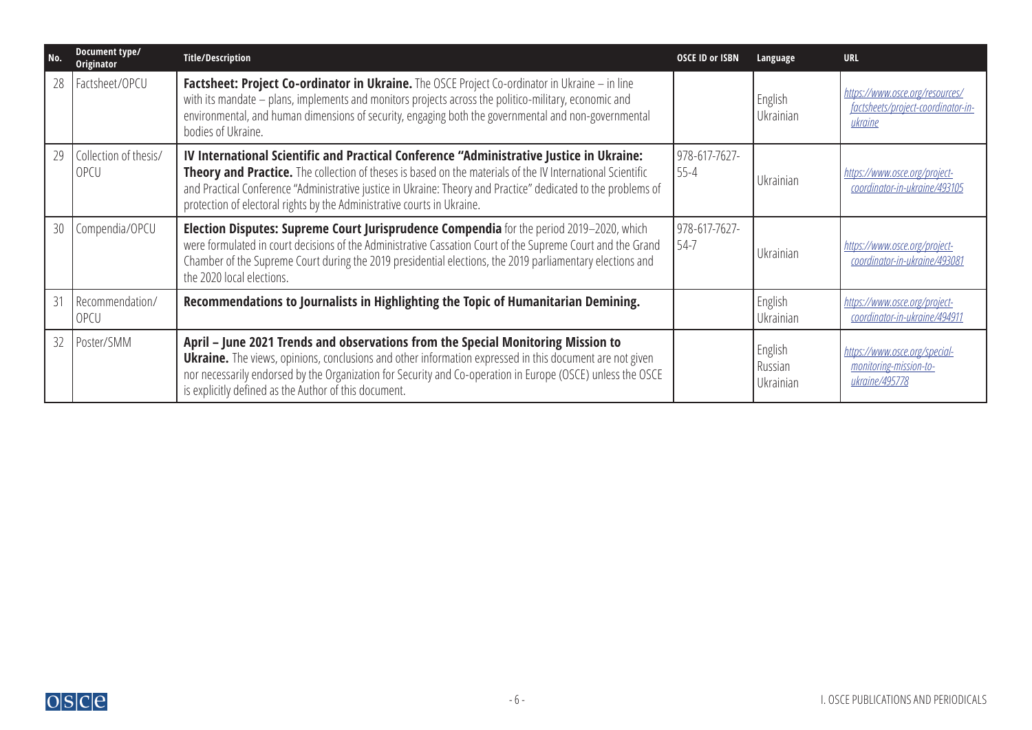| No. | Document type/ Originator | Title/Description | OSCE ID or ISBN | Language | URL |
|---|---|---|---|---|---|
| 28 | Factsheet/OPCU | **Factsheet: Project Co-ordinator in Ukraine.** The OSCE Project Co-ordinator in Ukraine – in line with its mandate – plans, implements and monitors projects across the politico-military, economic and environmental, and human dimensions of security, engaging both the governmental and non-governmental bodies of Ukraine. | | English Ukrainian | https://www.osce.org/resources/factsheets/project-coordinator-in-ukraine |
| 29 | Collection of thesis/ OPCU | **IV International Scientific and Practical Conference "Administrative Justice in Ukraine: Theory and Practice.** The collection of theses is based on the materials of the IV International Scientific and Practical Conference "Administrative justice in Ukraine: Theory and Practice" dedicated to the problems of protection of electoral rights by the Administrative courts in Ukraine. | 978-617-7627-55-4 | Ukrainian | https://www.osce.org/project-coordinator-in-ukraine/493105 |
| 30 | Compendia/OPCU | **Election Disputes: Supreme Court Jurisprudence Compendia** for the period 2019–2020, which were formulated in court decisions of the Administrative Cassation Court of the Supreme Court and the Grand Chamber of the Supreme Court during the 2019 presidential elections, the 2019 parliamentary elections and the 2020 local elections. | 978-617-7627-54-7 | Ukrainian | https://www.osce.org/project-coordinator-in-ukraine/493081 |
| 31 | Recommendation/ OPCU | **Recommendations to Journalists in Highlighting the Topic of Humanitarian Demining.** | | English Ukrainian | https://www.osce.org/project-coordinator-in-ukraine/494911 |
| 32 | Poster/SMM | **April – June 2021 Trends and observations from the Special Monitoring Mission to Ukraine.** The views, opinions, conclusions and other information expressed in this document are not given nor necessarily endorsed by the Organization for Security and Co-operation in Europe (OSCE) unless the OSCE is explicitly defined as the Author of this document. | | English Russian Ukrainian | https://www.osce.org/special-monitoring-mission-to-ukraine/495778 |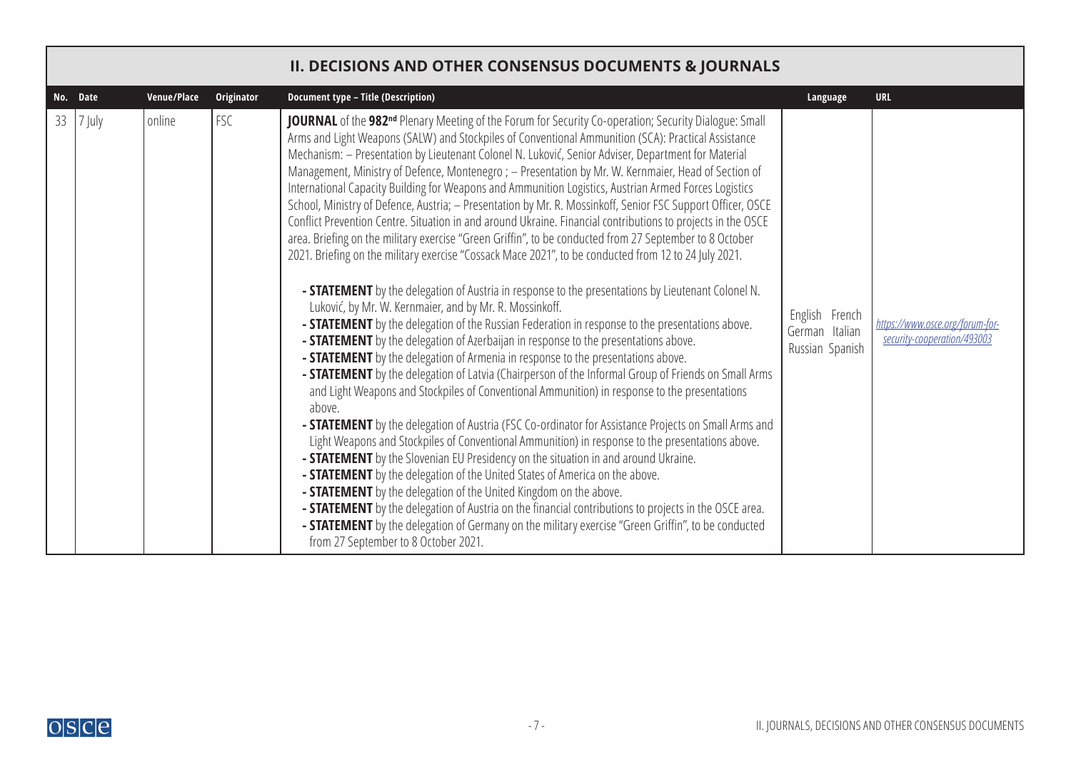## II. DECISIONS AND OTHER CONSENSUS DOCUMENTS & JOURNALS

| No. | Date | Venue/Place | Originator | Document type – Title (Description) | Language | URL |
|---|---|---|---|---|---|---|
| 33 | 7 July | online | FSC | **JOURNAL** of the **982nd** Plenary Meeting of the Forum for Security Co-operation; Security Dialogue: Small Arms and Light Weapons (SALW) and Stockpiles of Conventional Ammunition (SCA): Practical Assistance Mechanism: – Presentation by Lieutenant Colonel N. Luković, Senior Adviser, Department for Material Management, Ministry of Defence, Montenegro ; – Presentation by Mr. W. Kernmaier, Head of Section of International Capacity Building for Weapons and Ammunition Logistics, Austrian Armed Forces Logistics School, Ministry of Defence, Austria; – Presentation by Mr. R. Mossinkoff, Senior FSC Support Officer, OSCE Conflict Prevention Centre. Situation in and around Ukraine. Financial contributions to projects in the OSCE area. Briefing on the military exercise "Green Griffin", to be conducted from 27 September to 8 October 2021. Briefing on the military exercise "Cossack Mace 2021", to be conducted from 12 to 24 July 2021.<br><br>**- STATEMENT** by the delegation of Austria in response to the presentations by Lieutenant Colonel N. Luković, by Mr. W. Kernmaier, and by Mr. R. Mossinkoff.<br>**- STATEMENT** by the delegation of the Russian Federation in response to the presentations above.<br>**- STATEMENT** by the delegation of Azerbaijan in response to the presentations above.<br>**- STATEMENT** by the delegation of Armenia in response to the presentations above.<br>**- STATEMENT** by the delegation of Latvia (Chairperson of the Informal Group of Friends on Small Arms and Light Weapons and Stockpiles of Conventional Ammunition) in response to the presentations above.<br>**- STATEMENT** by the delegation of Austria (FSC Co-ordinator for Assistance Projects on Small Arms and Light Weapons and Stockpiles of Conventional Ammunition) in response to the presentations above.<br>**- STATEMENT** by the Slovenian EU Presidency on the situation in and around Ukraine.<br>**- STATEMENT** by the delegation of the United States of America on the above.<br>**- STATEMENT** by the delegation of the United Kingdom on the above.<br>**- STATEMENT** by the delegation of Austria on the financial contributions to projects in the OSCE area.<br>**- STATEMENT** by the delegation of Germany on the military exercise "Green Griffin", to be conducted from 27 September to 8 October 2021. | English French German Italian Russian Spanish | *https://www.osce.org/forum-for-security-cooperation/493003* |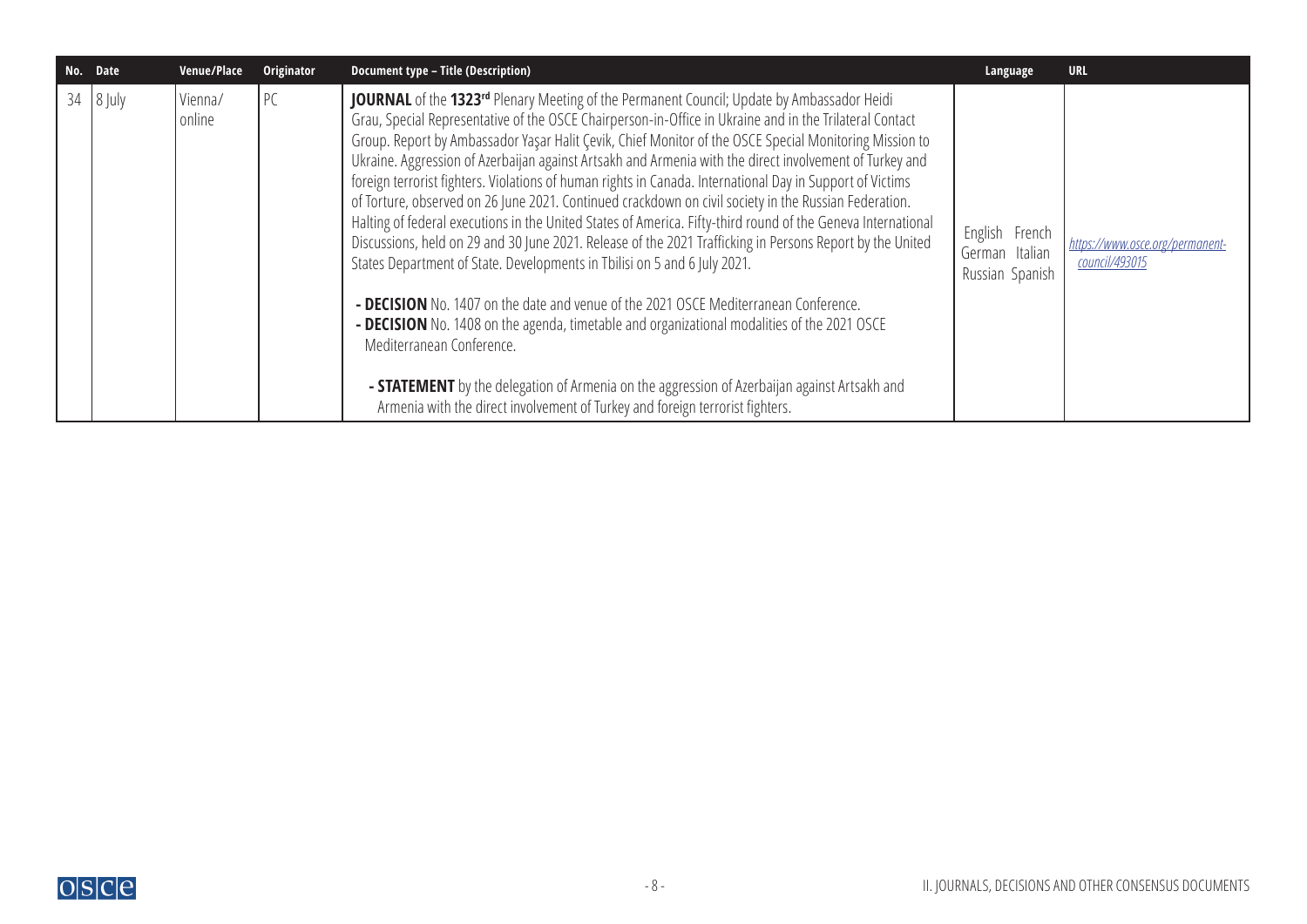| No. | Date | Venue/Place | Originator | Document type – Title (Description) | Language | URL |
|---|---|---|---|---|---|---|
| 34 | 8 July | Vienna/ online | PC | **JOURNAL** of the **1323rd** Plenary Meeting of the Permanent Council; Update by Ambassador Heidi Grau, Special Representative of the OSCE Chairperson-in-Office in Ukraine and in the Trilateral Contact Group. Report by Ambassador Yaşar Halit Çevik, Chief Monitor of the OSCE Special Monitoring Mission to Ukraine. Aggression of Azerbaijan against Artsakh and Armenia with the direct involvement of Turkey and foreign terrorist fighters. Violations of human rights in Canada. International Day in Support of Victims of Torture, observed on 26 June 2021. Continued crackdown on civil society in the Russian Federation. Halting of federal executions in the United States of America. Fifty-third round of the Geneva International Discussions, held on 29 and 30 June 2021. Release of the 2021 Trafficking in Persons Report by the United States Department of State. Developments in Tbilisi on 5 and 6 July 2021.<br><br>- **DECISION** No. 1407 on the date and venue of the 2021 OSCE Mediterranean Conference.<br>- **DECISION** No. 1408 on the agenda, timetable and organizational modalities of the 2021 OSCE Mediterranean Conference.<br><br>- **STATEMENT** by the delegation of Armenia on the aggression of Azerbaijan against Artsakh and Armenia with the direct involvement of Turkey and foreign terrorist fighters. | English French German Italian Russian Spanish | https://www.osce.org/permanent-council/493015 |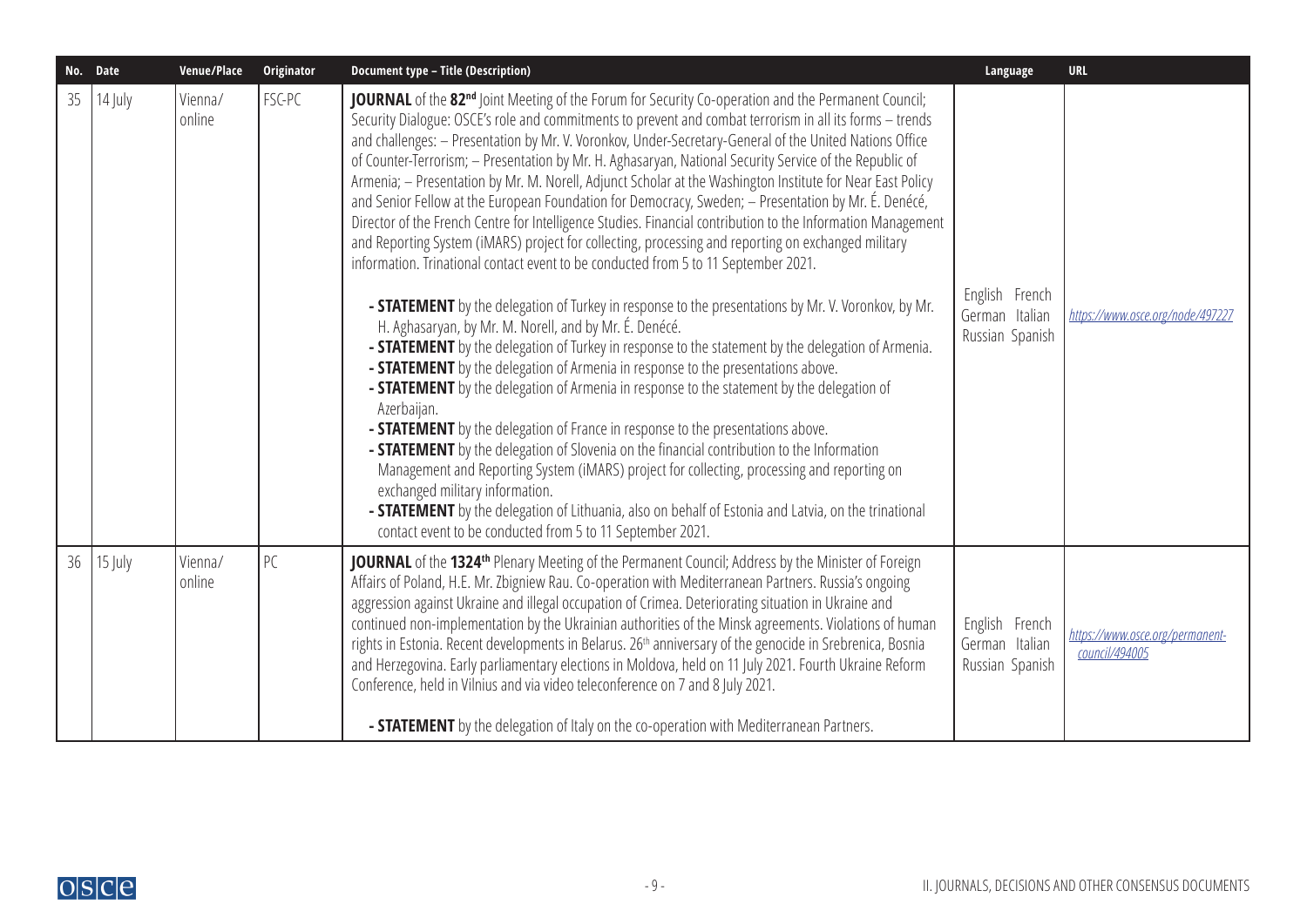| No. | Date | Venue/Place | Originator | Document type – Title (Description) | Language | URL |
|---|---|---|---|---|---|---|
| 35 | 14 July | Vienna/ online | FSC-PC | **JOURNAL** of the **82nd** Joint Meeting of the Forum for Security Co-operation and the Permanent Council; Security Dialogue: OSCE's role and commitments to prevent and combat terrorism in all its forms – trends and challenges: – Presentation by Mr. V. Voronkov, Under-Secretary-General of the United Nations Office of Counter-Terrorism; – Presentation by Mr. H. Aghasaryan, National Security Service of the Republic of Armenia; – Presentation by Mr. M. Norell, Adjunct Scholar at the Washington Institute for Near East Policy and Senior Fellow at the European Foundation for Democracy, Sweden; – Presentation by Mr. É. Denécé, Director of the French Centre for Intelligence Studies. Financial contribution to the Information Management and Reporting System (iMARS) project for collecting, processing and reporting on exchanged military information. Trinational contact event to be conducted from 5 to 11 September 2021.<br><br>- **STATEMENT** by the delegation of Turkey in response to the presentations by Mr. V. Voronkov, by Mr. H. Aghasaryan, by Mr. M. Norell, and by Mr. É. Denécé.<br>- **STATEMENT** by the delegation of Turkey in response to the statement by the delegation of Armenia.<br>- **STATEMENT** by the delegation of Armenia in response to the presentations above.<br>- **STATEMENT** by the delegation of Armenia in response to the statement by the delegation of Azerbaijan.<br>- **STATEMENT** by the delegation of France in response to the presentations above.<br>- **STATEMENT** by the delegation of Slovenia on the financial contribution to the Information Management and Reporting System (iMARS) project for collecting, processing and reporting on exchanged military information.<br>- **STATEMENT** by the delegation of Lithuania, also on behalf of Estonia and Latvia, on the trinational contact event to be conducted from 5 to 11 September 2021. | English French German Italian Russian Spanish | *https://www.osce.org/node/497227* |
| 36 | 15 July | Vienna/ online | PC | **JOURNAL** of the **1324th** Plenary Meeting of the Permanent Council; Address by the Minister of Foreign Affairs of Poland, H.E. Mr. Zbigniew Rau. Co-operation with Mediterranean Partners. Russia's ongoing aggression against Ukraine and illegal occupation of Crimea. Deteriorating situation in Ukraine and continued non-implementation by the Ukrainian authorities of the Minsk agreements. Violations of human rights in Estonia. Recent developments in Belarus. 26th anniversary of the genocide in Srebrenica, Bosnia and Herzegovina. Early parliamentary elections in Moldova, held on 11 July 2021. Fourth Ukraine Reform Conference, held in Vilnius and via video teleconference on 7 and 8 July 2021.<br><br>- **STATEMENT** by the delegation of Italy on the co-operation with Mediterranean Partners. | English French German Italian Russian Spanish | *https://www.osce.org/permanent-council/494005* |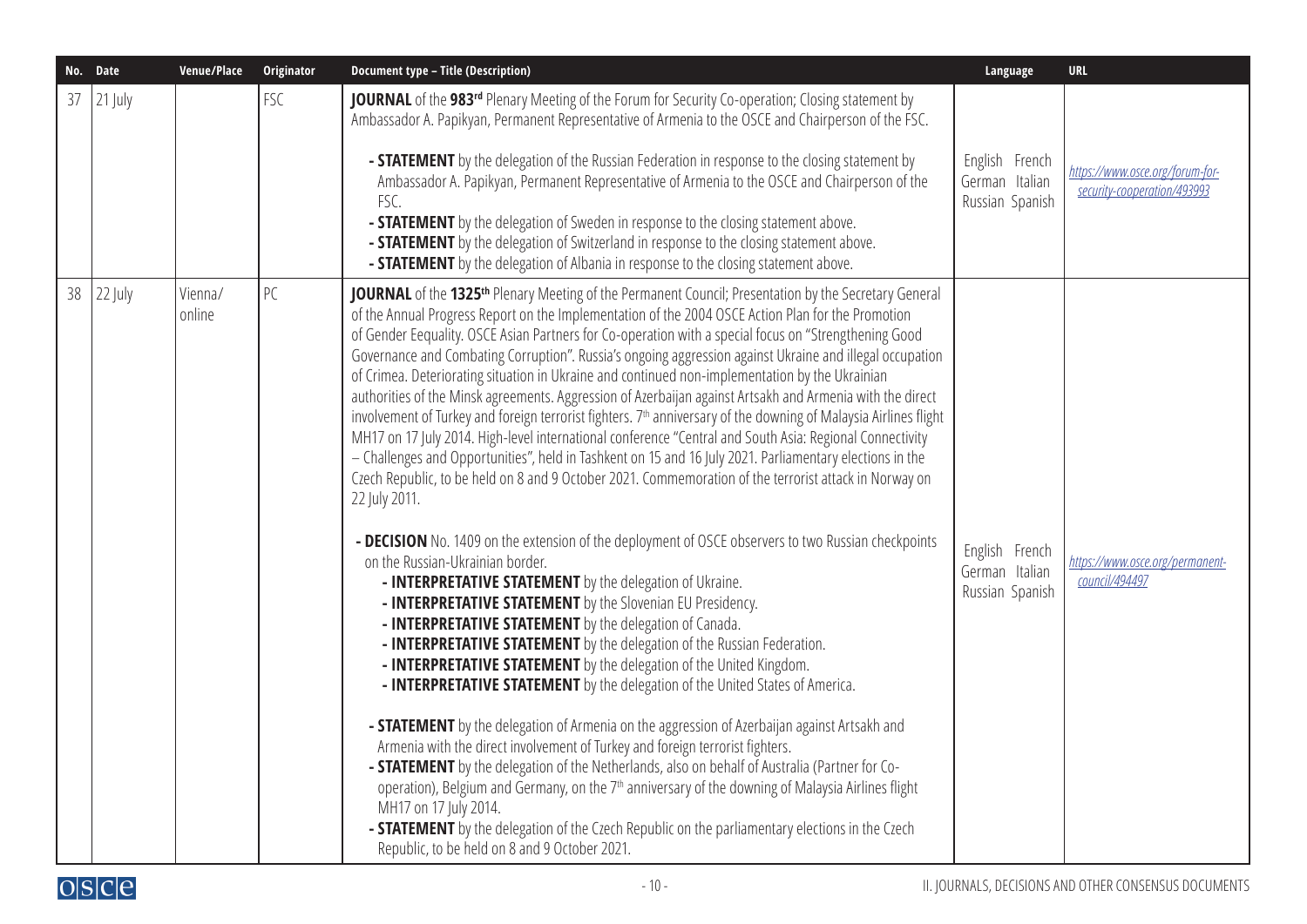| No. | Date | Venue/Place | Originator | Document type – Title (Description) | Language | URL |
|---|---|---|---|---|---|---|
| 37 | 21 July | | FSC | **JOURNAL** of the **983rd** Plenary Meeting of the Forum for Security Co-operation; Closing statement by Ambassador A. Papikyan, Permanent Representative of Armenia to the OSCE and Chairperson of the FSC.<br><br>- **STATEMENT** by the delegation of the Russian Federation in response to the closing statement by Ambassador A. Papikyan, Permanent Representative of Armenia to the OSCE and Chairperson of the FSC.<br>- **STATEMENT** by the delegation of Sweden in response to the closing statement above.<br>- **STATEMENT** by the delegation of Switzerland in response to the closing statement above.<br>- **STATEMENT** by the delegation of Albania in response to the closing statement above. | English French German Italian Russian Spanish | *https://www.osce.org/forum-for-security-cooperation/493993* |
| 38 | 22 July | Vienna/ online | PC | **JOURNAL** of the **1325th** Plenary Meeting of the Permanent Council; Presentation by the Secretary General of the Annual Progress Report on the Implementation of the 2004 OSCE Action Plan for the Promotion of Gender Equality. OSCE Asian Partners for Co-operation with a special focus on "Strengthening Good Governance and Combating Corruption". Russia's ongoing aggression against Ukraine and illegal occupation of Crimea. Deteriorating situation in Ukraine and continued non-implementation by the Ukrainian authorities of the Minsk agreements. Aggression of Azerbaijan against Artsakh and Armenia with the direct involvement of Turkey and foreign terrorist fighters. 7th anniversary of the downing of Malaysia Airlines flight MH17 on 17 July 2014. High-level international conference "Central and South Asia: Regional Connectivity – Challenges and Opportunities", held in Tashkent on 15 and 16 July 2021. Parliamentary elections in the Czech Republic, to be held on 8 and 9 October 2021. Commemoration of the terrorist attack in Norway on 22 July 2011.<br><br>- **DECISION** No. 1409 on the extension of the deployment of OSCE observers to two Russian checkpoints on the Russian-Ukrainian border.<br>- **INTERPRETATIVE STATEMENT** by the delegation of Ukraine.<br>- **INTERPRETATIVE STATEMENT** by the Slovenian EU Presidency.<br>- **INTERPRETATIVE STATEMENT** by the delegation of Canada.<br>- **INTERPRETATIVE STATEMENT** by the delegation of the Russian Federation.<br>- **INTERPRETATIVE STATEMENT** by the delegation of the United Kingdom.<br>- **INTERPRETATIVE STATEMENT** by the delegation of the United States of America.<br><br>- **STATEMENT** by the delegation of Armenia on the aggression of Azerbaijan against Artsakh and Armenia with the direct involvement of Turkey and foreign terrorist fighters.<br>- **STATEMENT** by the delegation of the Netherlands, also on behalf of Australia (Partner for Co-operation), Belgium and Germany, on the 7th anniversary of the downing of Malaysia Airlines flight MH17 on 17 July 2014.<br>- **STATEMENT** by the delegation of the Czech Republic on the parliamentary elections in the Czech Republic, to be held on 8 and 9 October 2021. | English French German Italian Russian Spanish | *https://www.osce.org/permanent-council/494497* |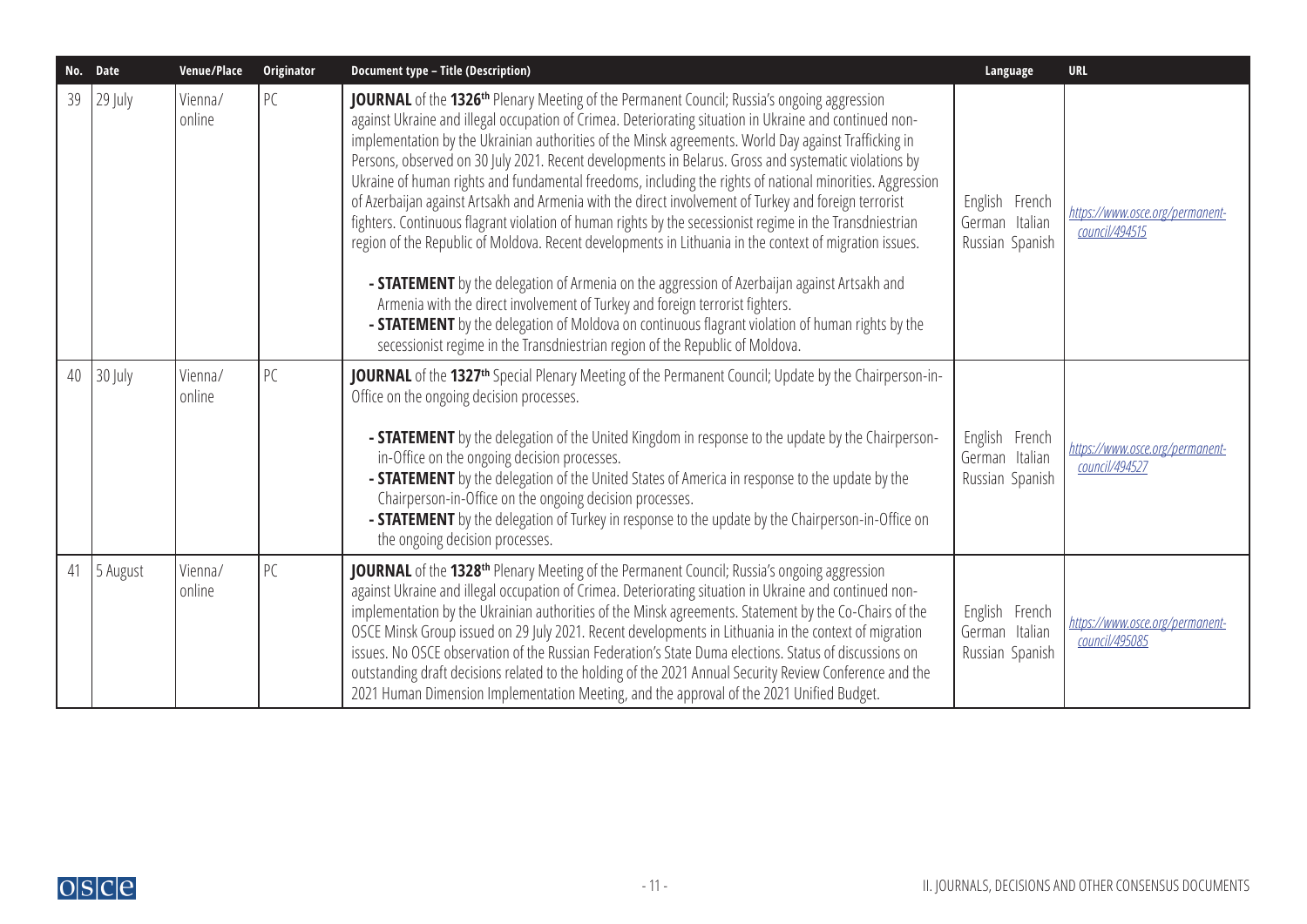| No. | Date | Venue/Place | Originator | Document type – Title (Description) | Language | URL |
|---|---|---|---|---|---|---|
| 39 | 29 July | Vienna/ online | PC | **JOURNAL** of the **1326th** Plenary Meeting of the Permanent Council; Russia's ongoing aggression against Ukraine and illegal occupation of Crimea. Deteriorating situation in Ukraine and continued non-implementation by the Ukrainian authorities of the Minsk agreements. World Day against Trafficking in Persons, observed on 30 July 2021. Recent developments in Belarus. Gross and systematic violations by Ukraine of human rights and fundamental freedoms, including the rights of national minorities. Aggression of Azerbaijan against Artsakh and Armenia with the direct involvement of Turkey and foreign terrorist fighters. Continuous flagrant violation of human rights by the secessionist regime in the Transdniestrian region of the Republic of Moldova. Recent developments in Lithuania in the context of migration issues.<br><br>- **STATEMENT** by the delegation of Armenia on the aggression of Azerbaijan against Artsakh and Armenia with the direct involvement of Turkey and foreign terrorist fighters.<br>- **STATEMENT** by the delegation of Moldova on continuous flagrant violation of human rights by the secessionist regime in the Transdniestrian region of the Republic of Moldova. | English French German Italian Russian Spanish | https://www.osce.org/permanent-council/494515 |
| 40 | 30 July | Vienna/ online | PC | **JOURNAL** of the **1327th** Special Plenary Meeting of the Permanent Council; Update by the Chairperson-in-Office on the ongoing decision processes.<br><br>- **STATEMENT** by the delegation of the United Kingdom in response to the update by the Chairperson-in-Office on the ongoing decision processes.<br>- **STATEMENT** by the delegation of the United States of America in response to the update by the Chairperson-in-Office on the ongoing decision processes.<br>- **STATEMENT** by the delegation of Turkey in response to the update by the Chairperson-in-Office on the ongoing decision processes. | English French German Italian Russian Spanish | https://www.osce.org/permanent-council/494527 |
| 41 | 5 August | Vienna/ online | PC | **JOURNAL** of the **1328th** Plenary Meeting of the Permanent Council; Russia's ongoing aggression against Ukraine and illegal occupation of Crimea. Deteriorating situation in Ukraine and continued non-implementation by the Ukrainian authorities of the Minsk agreements. Statement by the Co-Chairs of the OSCE Minsk Group issued on 29 July 2021. Recent developments in Lithuania in the context of migration issues. No OSCE observation of the Russian Federation's State Duma elections. Status of discussions on outstanding draft decisions related to the holding of the 2021 Annual Security Review Conference and the 2021 Human Dimension Implementation Meeting, and the approval of the 2021 Unified Budget. | English French German Italian Russian Spanish | https://www.osce.org/permanent-council/495085 |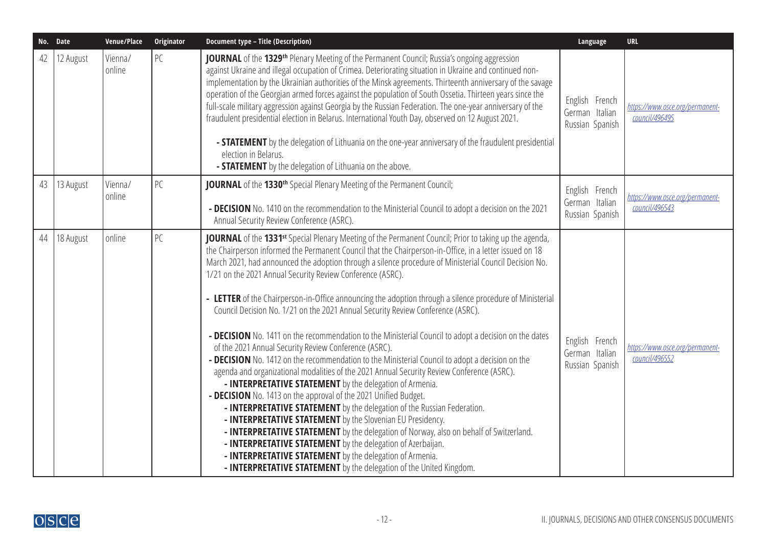| No. | Date | Venue/Place | Originator | Document type – Title (Description) | Language | URL |
|---|---|---|---|---|---|---|
| 42 | 12 August | Vienna/ online | PC | **JOURNAL** of the **1329th** Plenary Meeting of the Permanent Council; Russia's ongoing aggression against Ukraine and illegal occupation of Crimea. Deteriorating situation in Ukraine and continued non-implementation by the Ukrainian authorities of the Minsk agreements. Thirteenth anniversary of the savage operation of the Georgian armed forces against the population of South Ossetia. Thirteen years since the full-scale military aggression against Georgia by the Russian Federation. The one-year anniversary of the fraudulent presidential election in Belarus. International Youth Day, observed on 12 August 2021.<br>- **STATEMENT** by the delegation of Lithuania on the one-year anniversary of the fraudulent presidential election in Belarus.<br>- **STATEMENT** by the delegation of Lithuania on the above. | English French German Italian Russian Spanish | https://www.osce.org/permanent-council/496495 |
| 43 | 13 August | Vienna/ online | PC | **JOURNAL** of the **1330th** Special Plenary Meeting of the Permanent Council;<br>- **DECISION** No. 1410 on the recommendation to the Ministerial Council to adopt a decision on the 2021 Annual Security Review Conference (ASRC). | English French German Italian Russian Spanish | https://www.osce.org/permanent-council/496543 |
| 44 | 18 August | online | PC | **JOURNAL** of the **1331st** Special Plenary Meeting of the Permanent Council; Prior to taking up the agenda, the Chairperson informed the Permanent Council that the Chairperson-in-Office, in a letter issued on 18 March 2021, had announced the adoption through a silence procedure of Ministerial Council Decision No. 1/21 on the 2021 Annual Security Review Conference (ASRC).<br>- **LETTER** of the Chairperson-in-Office announcing the adoption through a silence procedure of Ministerial Council Decision No. 1/21 on the 2021 Annual Security Review Conference (ASRC).<br>- **DECISION** No. 1411 on the recommendation to the Ministerial Council to adopt a decision on the dates of the 2021 Annual Security Review Conference (ASRC).<br>- **DECISION** No. 1412 on the recommendation to the Ministerial Council to adopt a decision on the agenda and organizational modalities of the 2021 Annual Security Review Conference (ASRC).<br>- **INTERPRETATIVE STATEMENT** by the delegation of Armenia.<br>- **DECISION** No. 1413 on the approval of the 2021 Unified Budget.<br>- **INTERPRETATIVE STATEMENT** by the delegation of the Russian Federation.<br>- **INTERPRETATIVE STATEMENT** by the Slovenian EU Presidency.<br>- **INTERPRETATIVE STATEMENT** by the delegation of Norway, also on behalf of Switzerland.<br>- **INTERPRETATIVE STATEMENT** by the delegation of Azerbaijan.<br>- **INTERPRETATIVE STATEMENT** by the delegation of Armenia.<br>- **INTERPRETATIVE STATEMENT** by the delegation of the United Kingdom. | English French German Italian Russian Spanish | https://www.osce.org/permanent-council/496552 |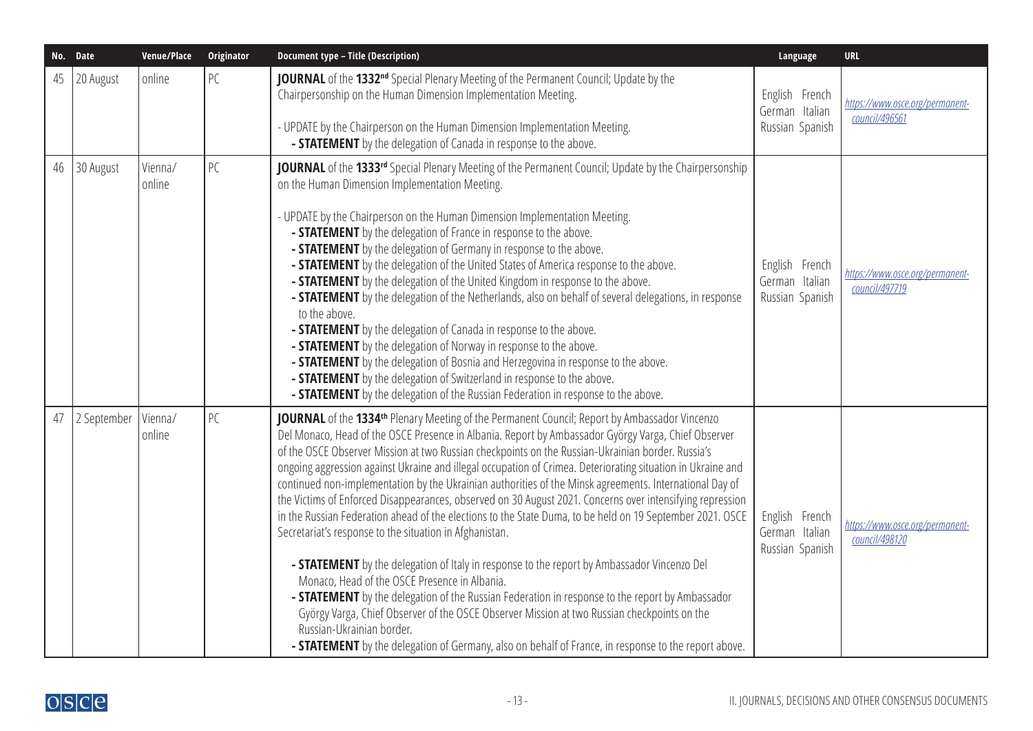| No. | Date | Venue/Place | Originator | Document type – Title (Description) | Language | URL |
| --- | --- | --- | --- | --- | --- | --- |
| 45 | 20 August | online | PC | **JOURNAL** of the **1332nd** Special Plenary Meeting of the Permanent Council; Update by the Chairpersonship on the Human Dimension Implementation Meeting.<br><br>- UPDATE by the Chairperson on the Human Dimension Implementation Meeting.<br>**- STATEMENT** by the delegation of Canada in response to the above. | English French German Italian Russian Spanish | *https://www.osce.org/permanent-council/496561* |
| 46 | 30 August | Vienna/ online | PC | **JOURNAL** of the **1333rd** Special Plenary Meeting of the Permanent Council; Update by the Chairpersonship on the Human Dimension Implementation Meeting.<br><br>- UPDATE by the Chairperson on the Human Dimension Implementation Meeting.<br>**- STATEMENT** by the delegation of France in response to the above.<br>**- STATEMENT** by the delegation of Germany in response to the above.<br>**- STATEMENT** by the delegation of the United States of America response to the above.<br>**- STATEMENT** by the delegation of the United Kingdom in response to the above.<br>**- STATEMENT** by the delegation of the Netherlands, also on behalf of several delegations, in response to the above.<br>**- STATEMENT** by the delegation of Canada in response to the above.<br>**- STATEMENT** by the delegation of Norway in response to the above.<br>**- STATEMENT** by the delegation of Bosnia and Herzegovina in response to the above.<br>**- STATEMENT** by the delegation of Switzerland in response to the above.<br>**- STATEMENT** by the delegation of the Russian Federation in response to the above. | English French German Italian Russian Spanish | *https://www.osce.org/permanent-council/497719* |
| 47 | 2 September | Vienna/ online | PC | **JOURNAL** of the **1334th** Plenary Meeting of the Permanent Council; Report by Ambassador Vincenzo Del Monaco, Head of the OSCE Presence in Albania. Report by Ambassador György Varga, Chief Observer of the OSCE Observer Mission at two Russian checkpoints on the Russian-Ukrainian border. Russia's ongoing aggression against Ukraine and illegal occupation of Crimea. Deteriorating situation in Ukraine and continued non-implementation by the Ukrainian authorities of the Minsk agreements. International Day of the Victims of Enforced Disappearances, observed on 30 August 2021. Concerns over intensifying repression in the Russian Federation ahead of the elections to the State Duma, to be held on 19 September 2021. OSCE Secretariat's response to the situation in Afghanistan.<br><br>**- STATEMENT** by the delegation of Italy in response to the report by Ambassador Vincenzo Del Monaco, Head of the OSCE Presence in Albania.<br>**- STATEMENT** by the delegation of the Russian Federation in response to the report by Ambassador György Varga, Chief Observer of the OSCE Observer Mission at two Russian checkpoints on the Russian-Ukrainian border.<br>**- STATEMENT** by the delegation of Germany, also on behalf of France, in response to the report above. | English French German Italian Russian Spanish | *https://www.osce.org/permanent-council/498120* |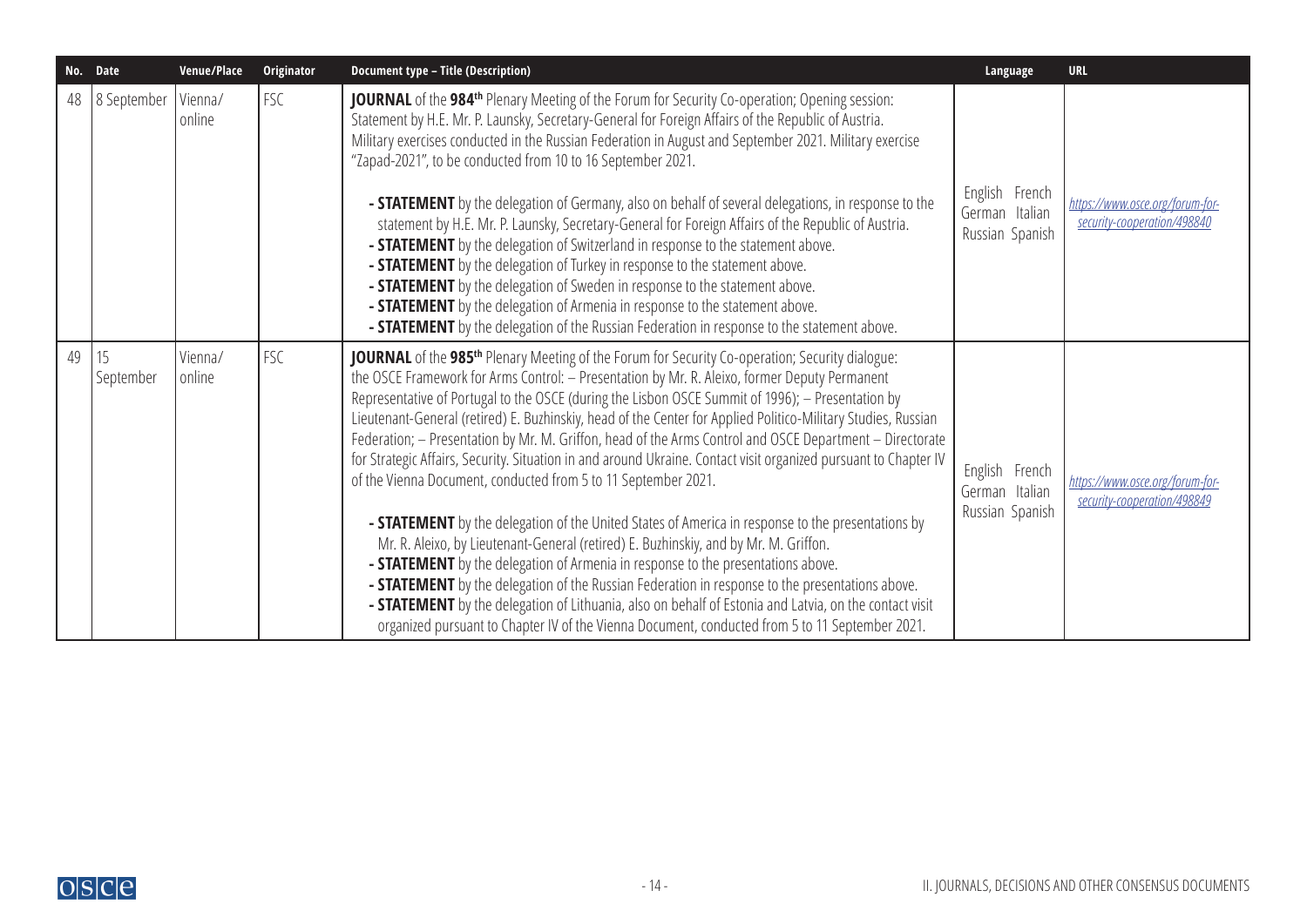| No. | Date | Venue/Place | Originator | Document type – Title (Description) | Language | URL |
|---|---|---|---|---|---|---|
| 48 | 8 September | Vienna/ online | FSC | **JOURNAL** of the **984th** Plenary Meeting of the Forum for Security Co-operation; Opening session: Statement by H.E. Mr. P. Launsky, Secretary-General for Foreign Affairs of the Republic of Austria. Military exercises conducted in the Russian Federation in August and September 2021. Military exercise "Zapad-2021", to be conducted from 10 to 16 September 2021.<br><br>**- STATEMENT** by the delegation of Germany, also on behalf of several delegations, in response to the statement by H.E. Mr. P. Launsky, Secretary-General for Foreign Affairs of the Republic of Austria.<br>**- STATEMENT** by the delegation of Switzerland in response to the statement above.<br>**- STATEMENT** by the delegation of Turkey in response to the statement above.<br>**- STATEMENT** by the delegation of Sweden in response to the statement above.<br>**- STATEMENT** by the delegation of Armenia in response to the statement above.<br>**- STATEMENT** by the delegation of the Russian Federation in response to the statement above. | English French German Italian Russian Spanish | https://www.osce.org/forum-for-security-cooperation/498840 |
| 49 | 15 September | Vienna/ online | FSC | **JOURNAL** of the **985th** Plenary Meeting of the Forum for Security Co-operation; Security dialogue: the OSCE Framework for Arms Control: – Presentation by Mr. R. Aleixo, former Deputy Permanent Representative of Portugal to the OSCE (during the Lisbon OSCE Summit of 1996); – Presentation by Lieutenant-General (retired) E. Buzhinskiy, head of the Center for Applied Politico-Military Studies, Russian Federation; – Presentation by Mr. M. Griffon, head of the Arms Control and OSCE Department – Directorate for Strategic Affairs, Security. Situation in and around Ukraine. Contact visit organized pursuant to Chapter IV of the Vienna Document, conducted from 5 to 11 September 2021.<br><br>**- STATEMENT** by the delegation of the United States of America in response to the presentations by Mr. R. Aleixo, by Lieutenant-General (retired) E. Buzhinskiy, and by Mr. M. Griffon.<br>**- STATEMENT** by the delegation of Armenia in response to the presentations above.<br>**- STATEMENT** by the delegation of the Russian Federation in response to the presentations above.<br>**- STATEMENT** by the delegation of Lithuania, also on behalf of Estonia and Latvia, on the contact visit organized pursuant to Chapter IV of the Vienna Document, conducted from 5 to 11 September 2021. | English French German Italian Russian Spanish | https://www.osce.org/forum-for-security-cooperation/498849 |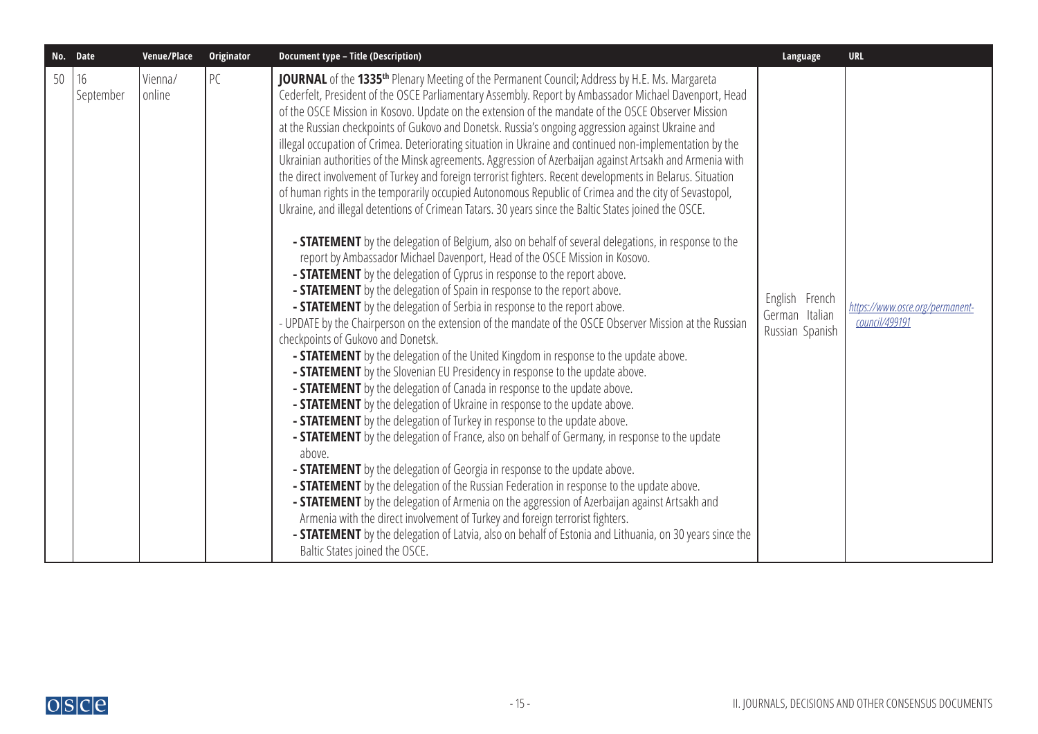| No. | Date | Venue/Place | Originator | Document type – Title (Description) | Language | URL |
|---|---|---|---|---|---|---|
| 50 | 16 September | Vienna/ online | PC | **JOURNAL** of the **1335th** Plenary Meeting of the Permanent Council; Address by H.E. Ms. Margareta Cederfelt, President of the OSCE Parliamentary Assembly. Report by Ambassador Michael Davenport, Head of the OSCE Mission in Kosovo. Update on the extension of the mandate of the OSCE Observer Mission at the Russian checkpoints of Gukovo and Donetsk. Russia's ongoing aggression against Ukraine and illegal occupation of Crimea. Deteriorating situation in Ukraine and continued non-implementation by the Ukrainian authorities of the Minsk agreements. Aggression of Azerbaijan against Artsakh and Armenia with the direct involvement of Turkey and foreign terrorist fighters. Recent developments in Belarus. Situation of human rights in the temporarily occupied Autonomous Republic of Crimea and the city of Sevastopol, Ukraine, and illegal detentions of Crimean Tatars. 30 years since the Baltic States joined the OSCE.<br><br>**- STATEMENT** by the delegation of Belgium, also on behalf of several delegations, in response to the report by Ambassador Michael Davenport, Head of the OSCE Mission in Kosovo.<br>**- STATEMENT** by the delegation of Cyprus in response to the report above.<br>**- STATEMENT** by the delegation of Spain in response to the report above.<br>**- STATEMENT** by the delegation of Serbia in response to the report above.<br>- UPDATE by the Chairperson on the extension of the mandate of the OSCE Observer Mission at the Russian checkpoints of Gukovo and Donetsk.<br>**- STATEMENT** by the delegation of the United Kingdom in response to the update above.<br>**- STATEMENT** by the Slovenian EU Presidency in response to the update above.<br>**- STATEMENT** by the delegation of Canada in response to the update above.<br>**- STATEMENT** by the delegation of Ukraine in response to the update above.<br>**- STATEMENT** by the delegation of Turkey in response to the update above.<br>**- STATEMENT** by the delegation of France, also on behalf of Germany, in response to the update above.<br>**- STATEMENT** by the delegation of Georgia in response to the update above.<br>**- STATEMENT** by the delegation of the Russian Federation in response to the update above.<br>**- STATEMENT** by the delegation of Armenia on the aggression of Azerbaijan against Artsakh and Armenia with the direct involvement of Turkey and foreign terrorist fighters.<br>**- STATEMENT** by the delegation of Latvia, also on behalf of Estonia and Lithuania, on 30 years since the Baltic States joined the OSCE. | English French German Italian Russian Spanish | https://www.osce.org/permanent-council/499191 |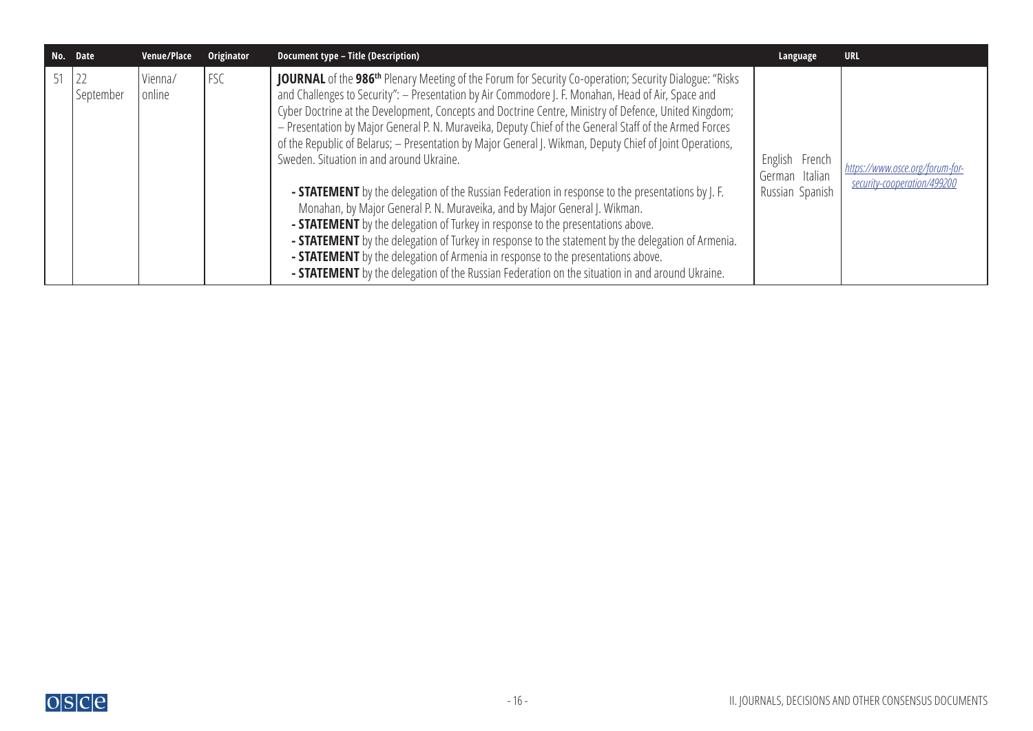| No. | Date | Venue/Place | Originator | Document type – Title (Description) | Language | URL |
|---|---|---|---|---|---|---|
| 51 | 22 September | Vienna/ online | FSC | **JOURNAL** of the **986th** Plenary Meeting of the Forum for Security Co-operation; Security Dialogue: "Risks and Challenges to Security": – Presentation by Air Commodore J. F. Monahan, Head of Air, Space and Cyber Doctrine at the Development, Concepts and Doctrine Centre, Ministry of Defence, United Kingdom; – Presentation by Major General P. N. Muraveika, Deputy Chief of the General Staff of the Armed Forces of the Republic of Belarus; – Presentation by Major General J. Wikman, Deputy Chief of Joint Operations, Sweden. Situation in and around Ukraine.<br><br>**- STATEMENT** by the delegation of the Russian Federation in response to the presentations by J. F. Monahan, by Major General P. N. Muraveika, and by Major General J. Wikman.<br>**- STATEMENT** by the delegation of Turkey in response to the presentations above.<br>**- STATEMENT** by the delegation of Turkey in response to the statement by the delegation of Armenia.<br>**- STATEMENT** by the delegation of Armenia in response to the presentations above.<br>**- STATEMENT** by the delegation of the Russian Federation on the situation in and around Ukraine. | English French German Italian Russian Spanish | *https://www.osce.org/forum-for-security-cooperation/499200* |

II. JOURNALS, DECISIONS AND OTHER CONSENSUS DOCUMENTS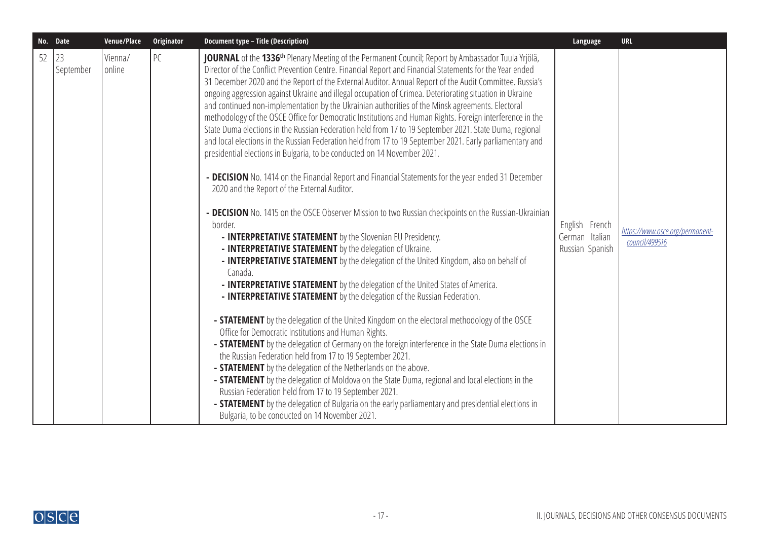| No. | Date | Venue/Place | Originator | Document type – Title (Description) | Language | URL |
|---|---|---|---|---|---|---|
| 52 | 23 September | Vienna/ online | PC | **JOURNAL** of the **1336th** Plenary Meeting of the Permanent Council; Report by Ambassador Tuula Yrjölä, Director of the Conflict Prevention Centre. Financial Report and Financial Statements for the Year ended 31 December 2020 and the Report of the External Auditor. Annual Report of the Audit Committee. Russia's ongoing aggression against Ukraine and illegal occupation of Crimea. Deteriorating situation in Ukraine and continued non-implementation by the Ukrainian authorities of the Minsk agreements. Electoral methodology of the OSCE Office for Democratic Institutions and Human Rights. Foreign interference in the State Duma elections in the Russian Federation held from 17 to 19 September 2021. State Duma, regional and local elections in the Russian Federation held from 17 to 19 September 2021. Early parliamentary and presidential elections in Bulgaria, to be conducted on 14 November 2021.<br><br>- **DECISION** No. 1414 on the Financial Report and Financial Statements for the year ended 31 December 2020 and the Report of the External Auditor.<br><br>- **DECISION** No. 1415 on the OSCE Observer Mission to two Russian checkpoints on the Russian-Ukrainian border.<br>- **INTERPRETATIVE STATEMENT** by the Slovenian EU Presidency.<br>- **INTERPRETATIVE STATEMENT** by the delegation of Ukraine.<br>- **INTERPRETATIVE STATEMENT** by the delegation of the United Kingdom, also on behalf of Canada.<br>- **INTERPRETATIVE STATEMENT** by the delegation of the United States of America.<br>- **INTERPRETATIVE STATEMENT** by the delegation of the Russian Federation.<br><br>- **STATEMENT** by the delegation of the United Kingdom on the electoral methodology of the OSCE Office for Democratic Institutions and Human Rights.<br>- **STATEMENT** by the delegation of Germany on the foreign interference in the State Duma elections in the Russian Federation held from 17 to 19 September 2021.<br>- **STATEMENT** by the delegation of the Netherlands on the above.<br>- **STATEMENT** by the delegation of Moldova on the State Duma, regional and local elections in the Russian Federation held from 17 to 19 September 2021.<br>- **STATEMENT** by the delegation of Bulgaria on the early parliamentary and presidential elections in Bulgaria, to be conducted on 14 November 2021. | English French German Italian Russian Spanish | *https://www.osce.org/permanent-council/499516* |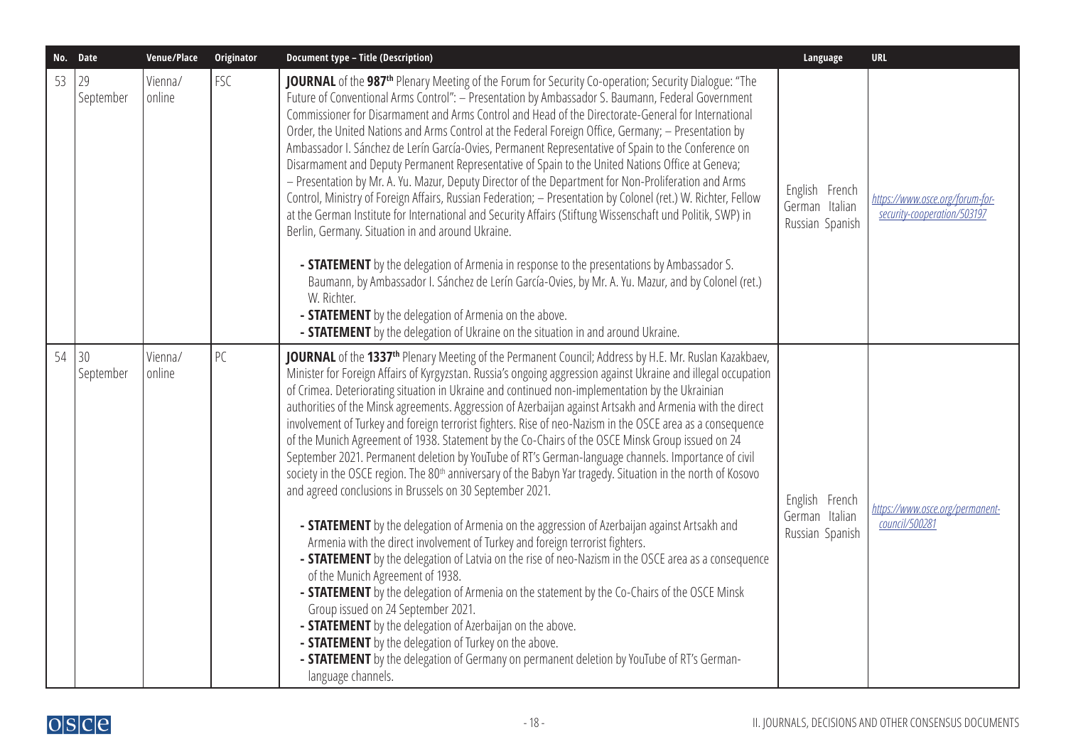| No. | Date | Venue/Place | Originator | Document type – Title (Description) | Language | URL |
|---|---|---|---|---|---|---|
| 53 | 29 September | Vienna/ online | FSC | **JOURNAL** of the **987th** Plenary Meeting of the Forum for Security Co-operation; Security Dialogue: "The Future of Conventional Arms Control": – Presentation by Ambassador S. Baumann, Federal Government Commissioner for Disarmament and Arms Control and Head of the Directorate-General for International Order, the United Nations and Arms Control at the Federal Foreign Office, Germany; – Presentation by Ambassador I. Sánchez de Lerín García-Ovies, Permanent Representative of Spain to the Conference on Disarmament and Deputy Permanent Representative of Spain to the United Nations Office at Geneva; – Presentation by Mr. A. Yu. Mazur, Deputy Director of the Department for Non-Proliferation and Arms Control, Ministry of Foreign Affairs, Russian Federation; – Presentation by Colonel (ret.) W. Richter, Fellow at the German Institute for International and Security Affairs (Stiftung Wissenschaft und Politik, SWP) in Berlin, Germany. Situation in and around Ukraine.<br><br>- **STATEMENT** by the delegation of Armenia in response to the presentations by Ambassador S. Baumann, by Ambassador I. Sánchez de Lerín García-Ovies, by Mr. A. Yu. Mazur, and by Colonel (ret.) W. Richter.<br>- **STATEMENT** by the delegation of Armenia on the above.<br>- **STATEMENT** by the delegation of Ukraine on the situation in and around Ukraine. | English French German Italian Russian Spanish | https://www.osce.org/forum-for-security-cooperation/503197 |
| 54 | 30 September | Vienna/ online | PC | **JOURNAL** of the **1337th** Plenary Meeting of the Permanent Council; Address by H.E. Mr. Ruslan Kazakbaev, Minister for Foreign Affairs of Kyrgyzstan. Russia's ongoing aggression against Ukraine and illegal occupation of Crimea. Deteriorating situation in Ukraine and continued non-implementation by the Ukrainian authorities of the Minsk agreements. Aggression of Azerbaijan against Artsakh and Armenia with the direct involvement of Turkey and foreign terrorist fighters. Rise of neo-Nazism in the OSCE area as a consequence of the Munich Agreement of 1938. Statement by the Co-Chairs of the OSCE Minsk Group issued on 24 September 2021. Permanent deletion by YouTube of RT's German-language channels. Importance of civil society in the OSCE region. The 80th anniversary of the Babyn Yar tragedy. Situation in the north of Kosovo and agreed conclusions in Brussels on 30 September 2021.<br><br>- **STATEMENT** by the delegation of Armenia on the aggression of Azerbaijan against Artsakh and Armenia with the direct involvement of Turkey and foreign terrorist fighters.<br>- **STATEMENT** by the delegation of Latvia on the rise of neo-Nazism in the OSCE area as a consequence of the Munich Agreement of 1938.<br>- **STATEMENT** by the delegation of Armenia on the statement by the Co-Chairs of the OSCE Minsk Group issued on 24 September 2021.<br>- **STATEMENT** by the delegation of Azerbaijan on the above.<br>- **STATEMENT** by the delegation of Turkey on the above.<br>- **STATEMENT** by the delegation of Germany on permanent deletion by YouTube of RT's German-language channels. | English French German Italian Russian Spanish | https://www.osce.org/permanent-council/500281 |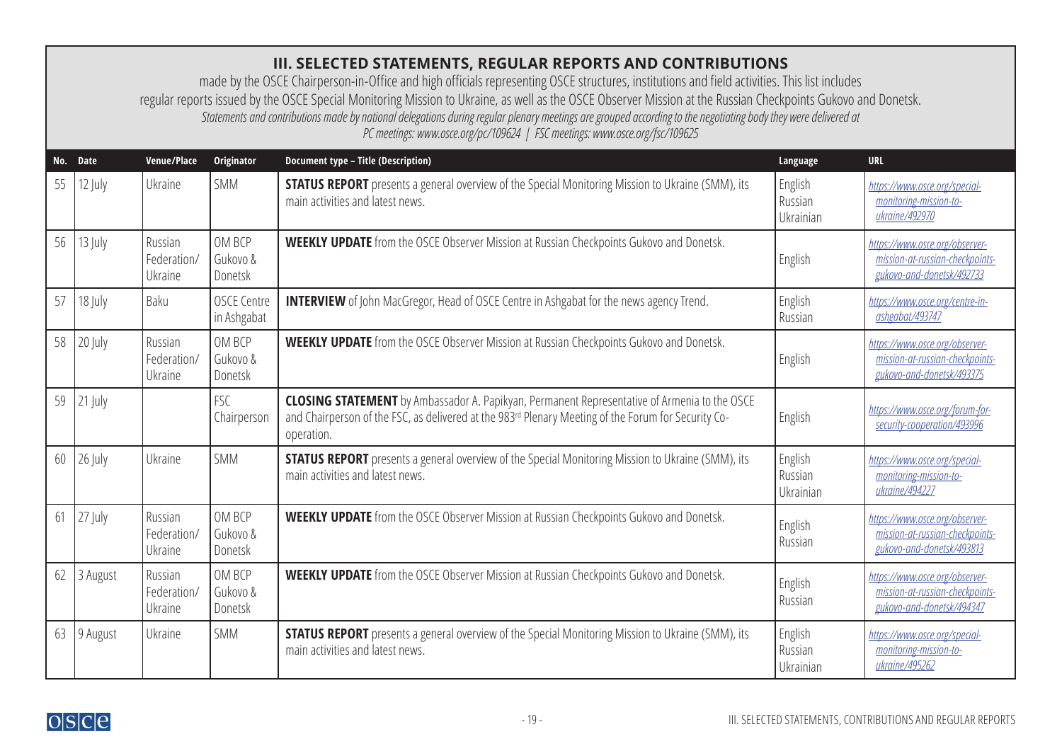## III. SELECTED STATEMENTS, REGULAR REPORTS AND CONTRIBUTIONS

made by the OSCE Chairperson-in-Office and high officials representing OSCE structures, institutions and field activities. This list includes regular reports issued by the OSCE Special Monitoring Mission to Ukraine, as well as the OSCE Observer Mission at the Russian Checkpoints Gukovo and Donetsk.

*Statements and contributions made by national delegations during regular plenary meetings are grouped according to the negotiating body they were delivered at*

*PC meetings: www.osce.org/pc/109624 | FSC meetings: www.osce.org/fsc/109625*

| No. | Date | Venue/Place | Originator | Document type – Title (Description) | Language | URL |
|---|---|---|---|---|---|---|
| 55 | 12 July | Ukraine | SMM | **STATUS REPORT** presents a general overview of the Special Monitoring Mission to Ukraine (SMM), its main activities and latest news. | English Russian Ukrainian | https://www.osce.org/special-monitoring-mission-to-ukraine/492970 |
| 56 | 13 July | Russian Federation/ Ukraine | OM BCP Gukovo & Donetsk | **WEEKLY UPDATE** from the OSCE Observer Mission at Russian Checkpoints Gukovo and Donetsk. | English | https://www.osce.org/observer-mission-at-russian-checkpoints-gukovo-and-donetsk/492733 |
| 57 | 18 July | Baku | OSCE Centre in Ashgabat | **INTERVIEW** of John MacGregor, Head of OSCE Centre in Ashgabat for the news agency Trend. | English Russian | https://www.osce.org/centre-in-ashgabat/493747 |
| 58 | 20 July | Russian Federation/ Ukraine | OM BCP Gukovo & Donetsk | **WEEKLY UPDATE** from the OSCE Observer Mission at Russian Checkpoints Gukovo and Donetsk. | English | https://www.osce.org/observer-mission-at-russian-checkpoints-gukovo-and-donetsk/493375 |
| 59 | 21 July | | FSC Chairperson | **CLOSING STATEMENT** by Ambassador A. Papikyan, Permanent Representative of Armenia to the OSCE and Chairperson of the FSC, as delivered at the 983rd Plenary Meeting of the Forum for Security Co-operation. | English | https://www.osce.org/forum-for-security-cooperation/493996 |
| 60 | 26 July | Ukraine | SMM | **STATUS REPORT** presents a general overview of the Special Monitoring Mission to Ukraine (SMM), its main activities and latest news. | English Russian Ukrainian | https://www.osce.org/special-monitoring-mission-to-ukraine/494227 |
| 61 | 27 July | Russian Federation/ Ukraine | OM BCP Gukovo & Donetsk | **WEEKLY UPDATE** from the OSCE Observer Mission at Russian Checkpoints Gukovo and Donetsk. | English Russian | https://www.osce.org/observer-mission-at-russian-checkpoints-gukovo-and-donetsk/493813 |
| 62 | 3 August | Russian Federation/ Ukraine | OM BCP Gukovo & Donetsk | **WEEKLY UPDATE** from the OSCE Observer Mission at Russian Checkpoints Gukovo and Donetsk. | English Russian | https://www.osce.org/observer-mission-at-russian-checkpoints-gukovo-and-donetsk/494347 |
| 63 | 9 August | Ukraine | SMM | **STATUS REPORT** presents a general overview of the Special Monitoring Mission to Ukraine (SMM), its main activities and latest news. | English Russian Ukrainian | https://www.osce.org/special-monitoring-mission-to-ukraine/495262 |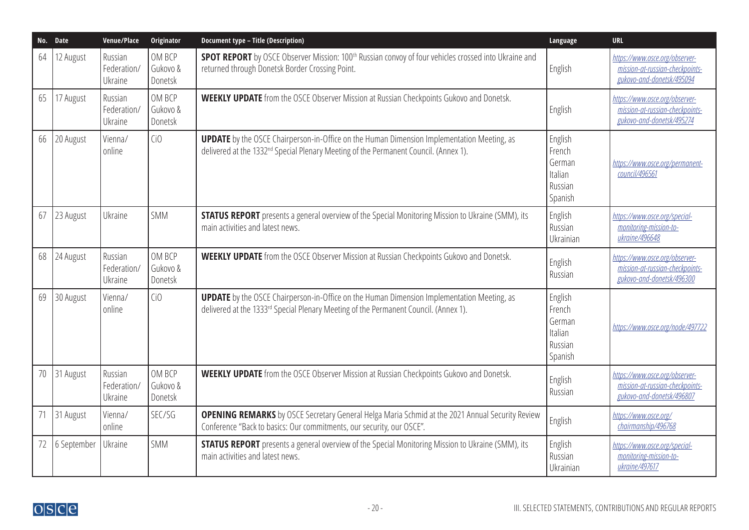| No. | Date | Venue/Place | Originator | Document type – Title (Description) | Language | URL |
|---|---|---|---|---|---|---|
| 64 | 12 August | Russian Federation/ Ukraine | OM BCP Gukovo & Donetsk | **SPOT REPORT** by OSCE Observer Mission: 100th Russian convoy of four vehicles crossed into Ukraine and returned through Donetsk Border Crossing Point. | English | *https://www.osce.org/observer-mission-at-russian-checkpoints-gukovo-and-donetsk/495094* |
| 65 | 17 August | Russian Federation/ Ukraine | OM BCP Gukovo & Donetsk | **WEEKLY UPDATE** from the OSCE Observer Mission at Russian Checkpoints Gukovo and Donetsk. | English | *https://www.osce.org/observer-mission-at-russian-checkpoints-gukovo-and-donetsk/495274* |
| 66 | 20 August | Vienna/ online | CiO | **UPDATE** by the OSCE Chairperson-in-Office on the Human Dimension Implementation Meeting, as delivered at the 1332nd Special Plenary Meeting of the Permanent Council. (Annex 1). | English French German Italian Russian Spanish | *https://www.osce.org/permanent-council/496561* |
| 67 | 23 August | Ukraine | SMM | **STATUS REPORT** presents a general overview of the Special Monitoring Mission to Ukraine (SMM), its main activities and latest news. | English Russian Ukrainian | *https://www.osce.org/special-monitoring-mission-to-ukraine/496648* |
| 68 | 24 August | Russian Federation/ Ukraine | OM BCP Gukovo & Donetsk | **WEEKLY UPDATE** from the OSCE Observer Mission at Russian Checkpoints Gukovo and Donetsk. | English Russian | *https://www.osce.org/observer-mission-at-russian-checkpoints-gukovo-and-donetsk/496300* |
| 69 | 30 August | Vienna/ online | CiO | **UPDATE** by the OSCE Chairperson-in-Office on the Human Dimension Implementation Meeting, as delivered at the 1333rd Special Plenary Meeting of the Permanent Council. (Annex 1). | English French German Italian Russian Spanish | *https://www.osce.org/node/497722* |
| 70 | 31 August | Russian Federation/ Ukraine | OM BCP Gukovo & Donetsk | **WEEKLY UPDATE** from the OSCE Observer Mission at Russian Checkpoints Gukovo and Donetsk. | English Russian | *https://www.osce.org/observer-mission-at-russian-checkpoints-gukovo-and-donetsk/496807* |
| 71 | 31 August | Vienna/ online | SEC/SG | **OPENING REMARKS** by OSCE Secretary General Helga Maria Schmid at the 2021 Annual Security Review Conference "Back to basics: Our commitments, our security, our OSCE". | English | *https://www.osce.org/chairmanship/496768* |
| 72 | 6 September | Ukraine | SMM | **STATUS REPORT** presents a general overview of the Special Monitoring Mission to Ukraine (SMM), its main activities and latest news. | English Russian Ukrainian | *https://www.osce.org/special-monitoring-mission-to-ukraine/497617* |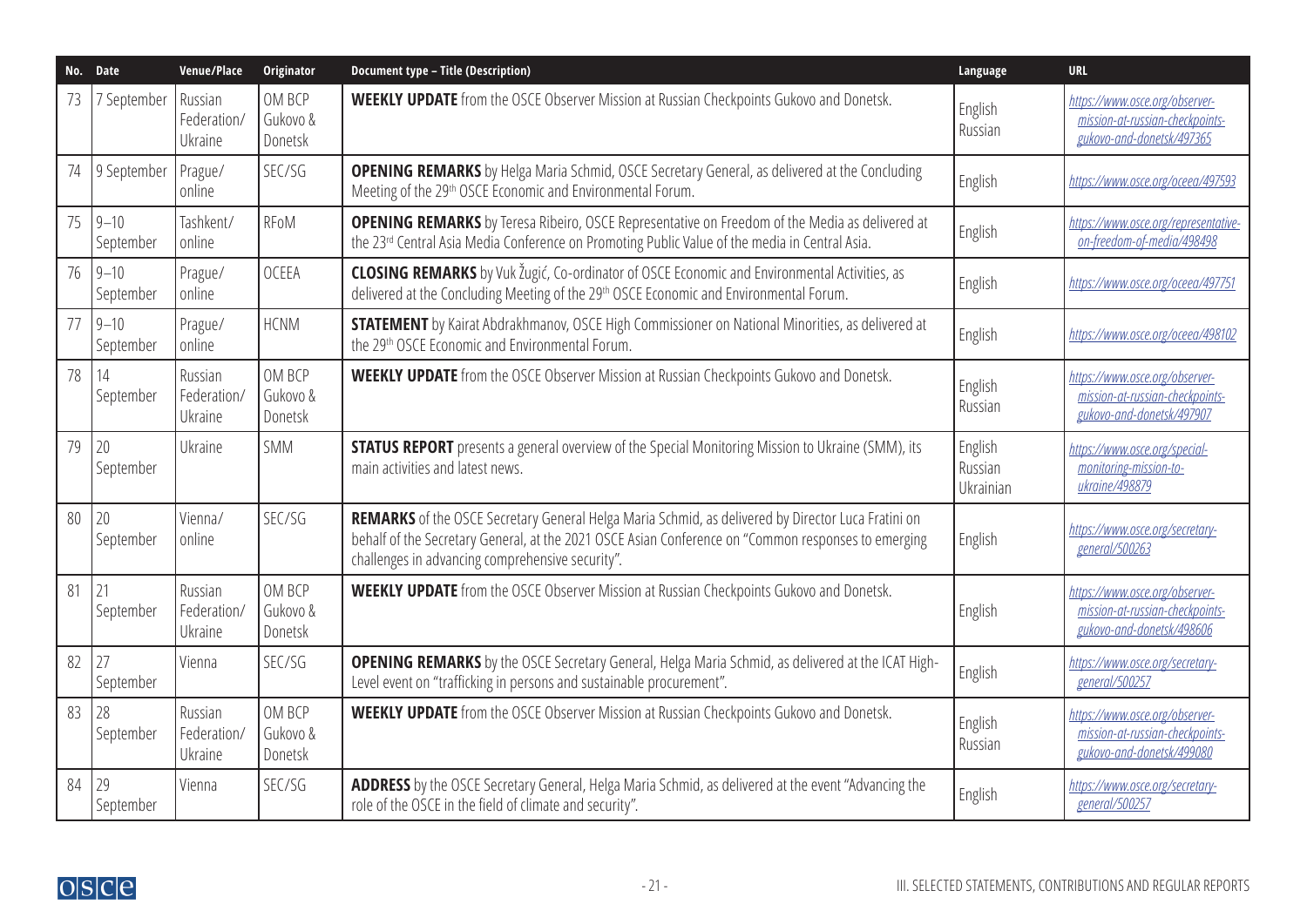| No. | Date | Venue/Place | Originator | Document type – Title (Description) | Language | URL |
|---|---|---|---|---|---|---|
| 73 | 7 September | Russian Federation/ Ukraine | OM BCP Gukovo & Donetsk | **WEEKLY UPDATE** from the OSCE Observer Mission at Russian Checkpoints Gukovo and Donetsk. | English Russian | *https://www.osce.org/observer-mission-at-russian-checkpoints-gukovo-and-donetsk/497365* |
| 74 | 9 September | Prague/ online | SEC/SG | **OPENING REMARKS** by Helga Maria Schmid, OSCE Secretary General, as delivered at the Concluding Meeting of the 29th OSCE Economic and Environmental Forum. | English | *https://www.osce.org/oceea/497593* |
| 75 | 9–10 September | Tashkent/ online | RFoM | **OPENING REMARKS** by Teresa Ribeiro, OSCE Representative on Freedom of the Media as delivered at the 23rd Central Asia Media Conference on Promoting Public Value of the media in Central Asia. | English | *https://www.osce.org/representative-on-freedom-of-media/498498* |
| 76 | 9–10 September | Prague/ online | OCEEA | **CLOSING REMARKS** by Vuk Žugić, Co-ordinator of OSCE Economic and Environmental Activities, as delivered at the Concluding Meeting of the 29th OSCE Economic and Environmental Forum. | English | *https://www.osce.org/oceea/497751* |
| 77 | 9–10 September | Prague/ online | HCNM | **STATEMENT** by Kairat Abdrakhmanov, OSCE High Commissioner on National Minorities, as delivered at the 29th OSCE Economic and Environmental Forum. | English | *https://www.osce.org/oceea/498102* |
| 78 | 14 September | Russian Federation/ Ukraine | OM BCP Gukovo & Donetsk | **WEEKLY UPDATE** from the OSCE Observer Mission at Russian Checkpoints Gukovo and Donetsk. | English Russian | *https://www.osce.org/observer-mission-at-russian-checkpoints-gukovo-and-donetsk/497907* |
| 79 | 20 September | Ukraine | SMM | **STATUS REPORT** presents a general overview of the Special Monitoring Mission to Ukraine (SMM), its main activities and latest news. | English Russian Ukrainian | *https://www.osce.org/special-monitoring-mission-to-ukraine/498879* |
| 80 | 20 September | Vienna/ online | SEC/SG | **REMARKS** of the OSCE Secretary General Helga Maria Schmid, as delivered by Director Luca Fratini on behalf of the Secretary General, at the 2021 OSCE Asian Conference on "Common responses to emerging challenges in advancing comprehensive security". | English | *https://www.osce.org/secretary-general/500263* |
| 81 | 21 September | Russian Federation/ Ukraine | OM BCP Gukovo & Donetsk | **WEEKLY UPDATE** from the OSCE Observer Mission at Russian Checkpoints Gukovo and Donetsk. | English | *https://www.osce.org/observer-mission-at-russian-checkpoints-gukovo-and-donetsk/498606* |
| 82 | 27 September | Vienna | SEC/SG | **OPENING REMARKS** by the OSCE Secretary General, Helga Maria Schmid, as delivered at the ICAT High-Level event on "trafficking in persons and sustainable procurement". | English | *https://www.osce.org/secretary-general/500257* |
| 83 | 28 September | Russian Federation/ Ukraine | OM BCP Gukovo & Donetsk | **WEEKLY UPDATE** from the OSCE Observer Mission at Russian Checkpoints Gukovo and Donetsk. | English Russian | *https://www.osce.org/observer-mission-at-russian-checkpoints-gukovo-and-donetsk/499080* |
| 84 | 29 September | Vienna | SEC/SG | **ADDRESS** by the OSCE Secretary General, Helga Maria Schmid, as delivered at the event "Advancing the role of the OSCE in the field of climate and security". | English | *https://www.osce.org/secretary-general/500257* |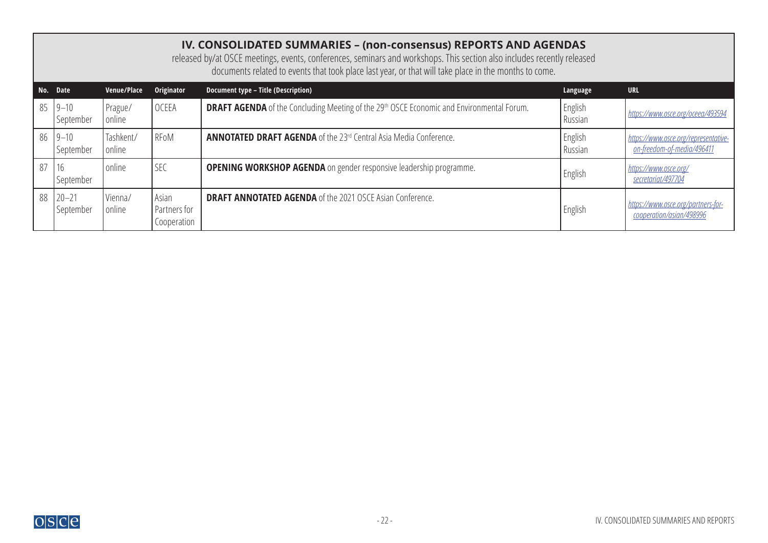## IV. CONSOLIDATED SUMMARIES – (non-consensus) REPORTS AND AGENDAS

released by/at OSCE meetings, events, conferences, seminars and workshops. This section also includes recently released documents related to events that took place last year, or that will take place in the months to come.

| No. | Date | Venue/Place | Originator | Document type – Title (Description) | Language | URL |
|---|---|---|---|---|---|---|
| 85 | 9–10 September | Prague/ online | OCEEA | **DRAFT AGENDA** of the Concluding Meeting of the 29th OSCE Economic and Environmental Forum. | English Russian | *https://www.osce.org/oceea/493594* |
| 86 | 9–10 September | Tashkent/ online | RFoM | **ANNOTATED DRAFT AGENDA** of the 23rd Central Asia Media Conference. | English Russian | *https://www.osce.org/representative-on-freedom-of-media/496411* |
| 87 | 16 September | online | SEC | **OPENING WORKSHOP AGENDA** on gender responsive leadership programme. | English | *https://www.osce.org/secretariat/497704* |
| 88 | 20–21 September | Vienna/ online | Asian Partners for Cooperation | **DRAFT ANNOTATED AGENDA** of the 2021 OSCE Asian Conference. | English | *https://www.osce.org/partners-for-cooperation/asian/498996* |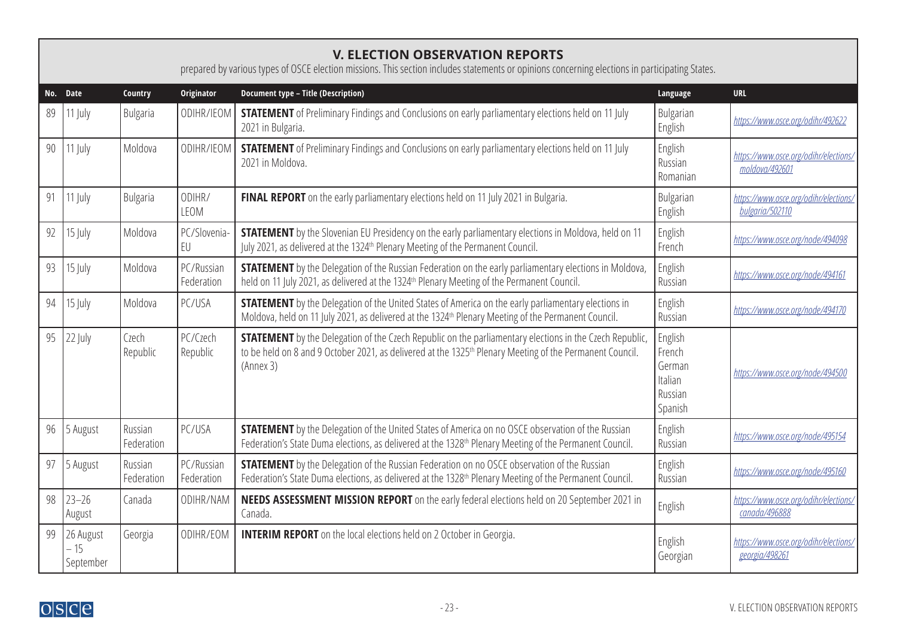## V. ELECTION OBSERVATION REPORTS

prepared by various types of OSCE election missions. This section includes statements or opinions concerning elections in participating States.

| No. | Date | Country | Originator | Document type – Title (Description) | Language | URL |
|---|---|---|---|---|---|---|
| 89 | 11 July | Bulgaria | ODIHR/IEOM | **STATEMENT** of Preliminary Findings and Conclusions on early parliamentary elections held on 11 July 2021 in Bulgaria. | Bulgarian English | *https://www.osce.org/odihr/492622* |
| 90 | 11 July | Moldova | ODIHR/IEOM | **STATEMENT** of Preliminary Findings and Conclusions on early parliamentary elections held on 11 July 2021 in Moldova. | English Russian Romanian | *https://www.osce.org/odihr/elections/moldova/492601* |
| 91 | 11 July | Bulgaria | ODIHR/LEOM | **FINAL REPORT** on the early parliamentary elections held on 11 July 2021 in Bulgaria. | Bulgarian English | *https://www.osce.org/odihr/elections/bulgaria/502110* |
| 92 | 15 July | Moldova | PC/Slovenia-EU | **STATEMENT** by the Slovenian EU Presidency on the early parliamentary elections in Moldova, held on 11 July 2021, as delivered at the 1324th Plenary Meeting of the Permanent Council. | English French | *https://www.osce.org/node/494098* |
| 93 | 15 July | Moldova | PC/Russian Federation | **STATEMENT** by the Delegation of the Russian Federation on the early parliamentary elections in Moldova, held on 11 July 2021, as delivered at the 1324th Plenary Meeting of the Permanent Council. | English Russian | *https://www.osce.org/node/494161* |
| 94 | 15 July | Moldova | PC/USA | **STATEMENT** by the Delegation of the United States of America on the early parliamentary elections in Moldova, held on 11 July 2021, as delivered at the 1324th Plenary Meeting of the Permanent Council. | English Russian | *https://www.osce.org/node/494170* |
| 95 | 22 July | Czech Republic | PC/Czech Republic | **STATEMENT** by the Delegation of the Czech Republic on the parliamentary elections in the Czech Republic, to be held on 8 and 9 October 2021, as delivered at the 1325th Plenary Meeting of the Permanent Council. (Annex 3) | English French German Italian Russian Spanish | *https://www.osce.org/node/494500* |
| 96 | 5 August | Russian Federation | PC/USA | **STATEMENT** by the Delegation of the United States of America on no OSCE observation of the Russian Federation's State Duma elections, as delivered at the 1328th Plenary Meeting of the Permanent Council. | English Russian | *https://www.osce.org/node/495154* |
| 97 | 5 August | Russian Federation | PC/Russian Federation | **STATEMENT** by the Delegation of the Russian Federation on no OSCE observation of the Russian Federation's State Duma elections, as delivered at the 1328th Plenary Meeting of the Permanent Council. | English Russian | *https://www.osce.org/node/495160* |
| 98 | 23–26 August | Canada | ODIHR/NAM | **NEEDS ASSESSMENT MISSION REPORT** on the early federal elections held on 20 September 2021 in Canada. | English | *https://www.osce.org/odihr/elections/canada/496888* |
| 99 | 26 August – 15 September | Georgia | ODIHR/EOM | **INTERIM REPORT** on the local elections held on 2 October in Georgia. | English Georgian | *https://www.osce.org/odihr/elections/georgia/498261* |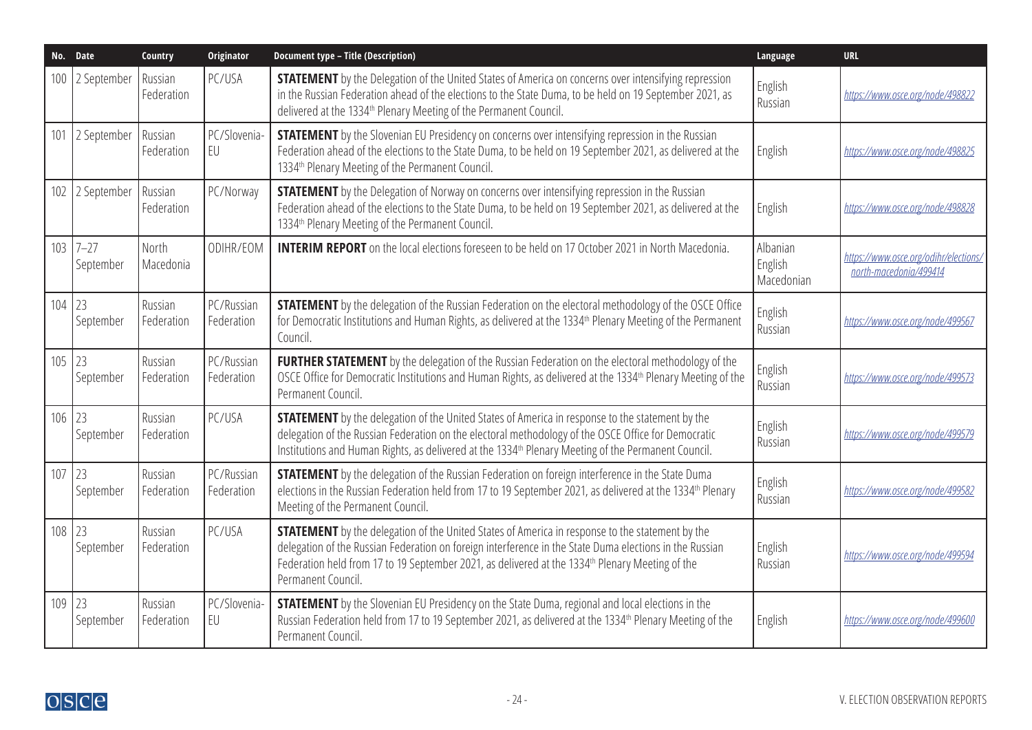| No. | Date | Country | Originator | Document type – Title (Description) | Language | URL |
|---|---|---|---|---|---|---|
| 100 | 2 September | Russian Federation | PC/USA | **STATEMENT** by the Delegation of the United States of America on concerns over intensifying repression in the Russian Federation ahead of the elections to the State Duma, to be held on 19 September 2021, as delivered at the 1334th Plenary Meeting of the Permanent Council. | English Russian | *https://www.osce.org/node/498822* |
| 101 | 2 September | Russian Federation | PC/Slovenia-EU | **STATEMENT** by the Slovenian EU Presidency on concerns over intensifying repression in the Russian Federation ahead of the elections to the State Duma, to be held on 19 September 2021, as delivered at the 1334th Plenary Meeting of the Permanent Council. | English | *https://www.osce.org/node/498825* |
| 102 | 2 September | Russian Federation | PC/Norway | **STATEMENT** by the Delegation of Norway on concerns over intensifying repression in the Russian Federation ahead of the elections to the State Duma, to be held on 19 September 2021, as delivered at the 1334th Plenary Meeting of the Permanent Council. | English | *https://www.osce.org/node/498828* |
| 103 | 7–27 September | North Macedonia | ODIHR/EOM | **INTERIM REPORT** on the local elections foreseen to be held on 17 October 2021 in North Macedonia. | Albanian English Macedonian | *https://www.osce.org/odihr/elections/north-macedonia/499414* |
| 104 | 23 September | Russian Federation | PC/Russian Federation | **STATEMENT** by the delegation of the Russian Federation on the electoral methodology of the OSCE Office for Democratic Institutions and Human Rights, as delivered at the 1334th Plenary Meeting of the Permanent Council. | English Russian | *https://www.osce.org/node/499567* |
| 105 | 23 September | Russian Federation | PC/Russian Federation | **FURTHER STATEMENT** by the delegation of the Russian Federation on the electoral methodology of the OSCE Office for Democratic Institutions and Human Rights, as delivered at the 1334th Plenary Meeting of the Permanent Council. | English Russian | *https://www.osce.org/node/499573* |
| 106 | 23 September | Russian Federation | PC/USA | **STATEMENT** by the delegation of the United States of America in response to the statement by the delegation of the Russian Federation on the electoral methodology of the OSCE Office for Democratic Institutions and Human Rights, as delivered at the 1334th Plenary Meeting of the Permanent Council. | English Russian | *https://www.osce.org/node/499579* |
| 107 | 23 September | Russian Federation | PC/Russian Federation | **STATEMENT** by the delegation of the Russian Federation on foreign interference in the State Duma elections in the Russian Federation held from 17 to 19 September 2021, as delivered at the 1334th Plenary Meeting of the Permanent Council. | English Russian | *https://www.osce.org/node/499582* |
| 108 | 23 September | Russian Federation | PC/USA | **STATEMENT** by the delegation of the United States of America in response to the statement by the delegation of the Russian Federation on foreign interference in the State Duma elections in the Russian Federation held from 17 to 19 September 2021, as delivered at the 1334th Plenary Meeting of the Permanent Council. | English Russian | *https://www.osce.org/node/499594* |
| 109 | 23 September | Russian Federation | PC/Slovenia-EU | **STATEMENT** by the Slovenian EU Presidency on the State Duma, regional and local elections in the Russian Federation held from 17 to 19 September 2021, as delivered at the 1334th Plenary Meeting of the Permanent Council. | English | *https://www.osce.org/node/499600* |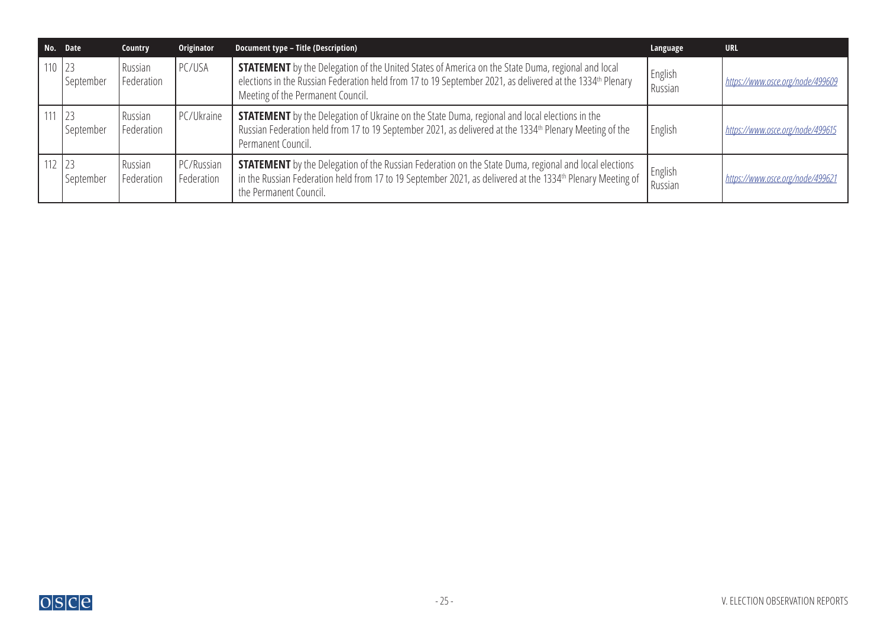| No. | Date | Country | Originator | Document type – Title (Description) | Language | URL |
|---|---|---|---|---|---|---|
| 110 | 23 September | Russian Federation | PC/USA | **STATEMENT** by the Delegation of the United States of America on the State Duma, regional and local elections in the Russian Federation held from 17 to 19 September 2021, as delivered at the 1334th Plenary Meeting of the Permanent Council. | English Russian | *https://www.osce.org/node/499609* |
| 111 | 23 September | Russian Federation | PC/Ukraine | **STATEMENT** by the Delegation of Ukraine on the State Duma, regional and local elections in the Russian Federation held from 17 to 19 September 2021, as delivered at the 1334th Plenary Meeting of the Permanent Council. | English | *https://www.osce.org/node/499615* |
| 112 | 23 September | Russian Federation | PC/Russian Federation | **STATEMENT** by the Delegation of the Russian Federation on the State Duma, regional and local elections in the Russian Federation held from 17 to 19 September 2021, as delivered at the 1334th Plenary Meeting of the Permanent Council. | English Russian | *https://www.osce.org/node/499621* |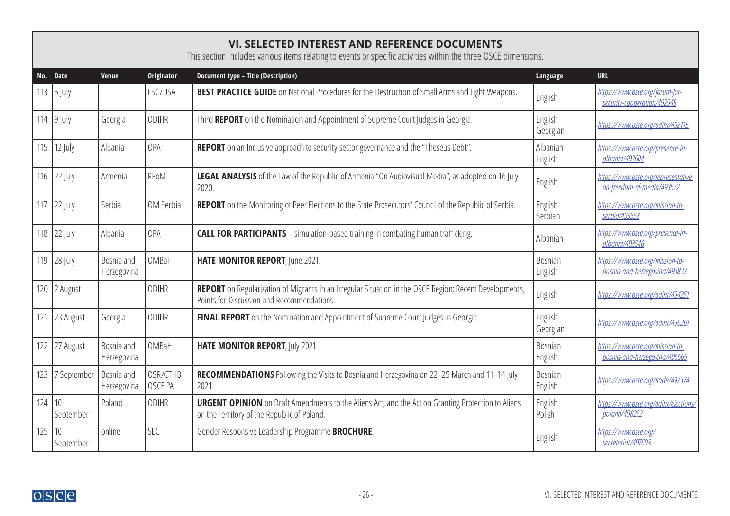## VI. SELECTED INTEREST AND REFERENCE DOCUMENTS

This section includes various items relating to events or specific activities within the three OSCE dimensions.

| No. | Date | Venue | Originator | Document type – Title (Description) | Language | URL |
|---|---|---|---|---|---|---|
| 113 | 5 July | | FSC/USA | **BEST PRACTICE GUIDE** on National Procedures for the Destruction of Small Arms and Light Weapons. | English | https://www.osce.org/forum-for-security-cooperation/492949 |
| 114 | 9 July | Georgia | ODIHR | Third **REPORT** on the Nomination and Appointment of Supreme Court Judges in Georgia. | English Georgian | https://www.osce.org/odihr/492115 |
| 115 | 12 July | Albania | OPA | **REPORT** on an Inclusive approach to security sector governance and the "Theseus Debt". | Albanian English | https://www.osce.org/presence-in-albania/492604 |
| 116 | 22 July | Armenia | RFoM | **LEGAL ANALYSIS** of the Law of the Republic of Armenia "On Audiovisual Media", as adopted on 16 July 2020. | English | https://www.osce.org/representative-on-freedom-of-media/493522 |
| 117 | 22 July | Serbia | OM Serbia | **REPORT** on the Monitoring of Peer Elections to the State Prosecutors' Council of the Republic of Serbia. | English Serbian | https://www.osce.org/mission-to-serbia/493558 |
| 118 | 22 July | Albania | OPA | **CALL FOR PARTICIPANTS** – simulation-based training in combating human trafficking. | Albanian | https://www.osce.org/presence-in-albania/493546 |
| 119 | 28 July | Bosnia and Herzegovina | OMBaH | **HATE MONITOR REPORT**, June 2021. | Bosnian English | https://www.osce.org/mission-to-bosnia-and-herzegovina/493837 |
| 120 | 2 August | | ODIHR | **REPORT** on Regularization of Migrants in an Irregular Situation in the OSCE Region: Recent Developments, Points for Discussion and Recommendations. | English | https://www.osce.org/odihr/494251 |
| 121 | 23 August | Georgia | ODIHR | **FINAL REPORT** on the Nomination and Appointment of Supreme Court Judges in Georgia. | English Georgian | https://www.osce.org/odihr/496261 |
| 122 | 27 August | Bosnia and Herzegovina | OMBaH | **HATE MONITOR REPORT**, July 2021. | Bosnian English | https://www.osce.org/mission-to-bosnia-and-herzegovina/496669 |
| 123 | 7 September | Bosnia and Herzegovina | OSR/CTHB OSCE PA | **RECOMMENDATIONS** Following the Visits to Bosnia and Herzegovina on 22–25 March and 11–14 July 2021. | Bosnian English | https://www.osce.org/node/497374 |
| 124 | 10 September | Poland | ODIHR | **URGENT OPINION** on Draft Amendments to the Aliens Act, and the Act on Granting Protection to Aliens on the Territory of the Republic of Poland. | English Polish | https://www.osce.org/odihr/elections/poland/498252 |
| 125 | 10 September | online | SEC | Gender Responsive Leadership Programme **BROCHURE**. | English | https://www.osce.org/secretariat/497698 |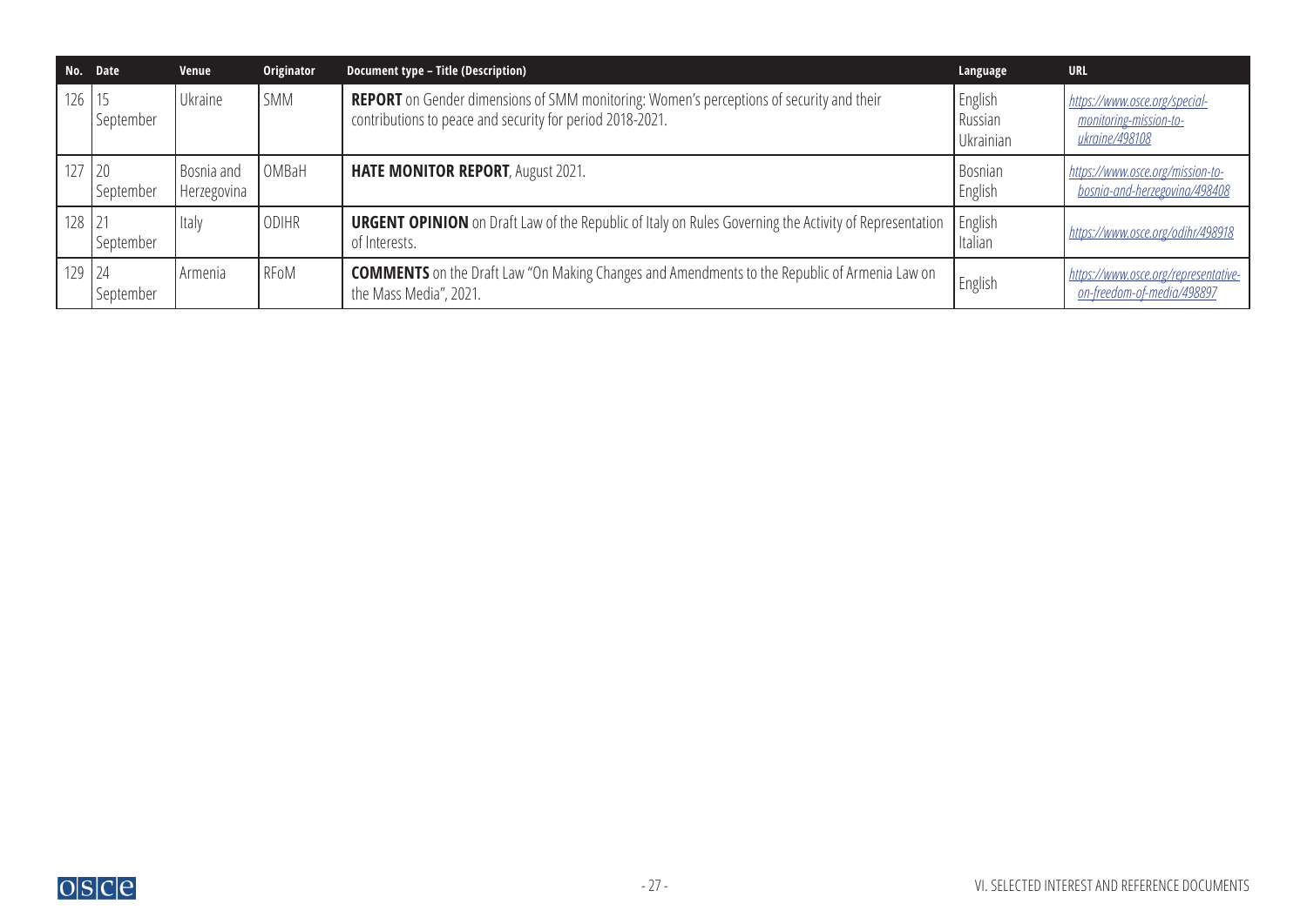| No. | Date | Venue | Originator | Document type – Title (Description) | Language | URL |
|---|---|---|---|---|---|---|
| 126 | 15 September | Ukraine | SMM | **REPORT** on Gender dimensions of SMM monitoring: Women's perceptions of security and their contributions to peace and security for period 2018-2021. | English Russian Ukrainian | *https://www.osce.org/special-monitoring-mission-to-ukraine/498108* |
| 127 | 20 September | Bosnia and Herzegovina | OMBaH | **HATE MONITOR REPORT**, August 2021. | Bosnian English | *https://www.osce.org/mission-to-bosnia-and-herzegovina/498408* |
| 128 | 21 September | Italy | ODIHR | **URGENT OPINION** on Draft Law of the Republic of Italy on Rules Governing the Activity of Representation of Interests. | English Italian | *https://www.osce.org/odihr/498918* |
| 129 | 24 September | Armenia | RFoM | **COMMENTS** on the Draft Law "On Making Changes and Amendments to the Republic of Armenia Law on the Mass Media", 2021. | English | *https://www.osce.org/representative-on-freedom-of-media/498897* |